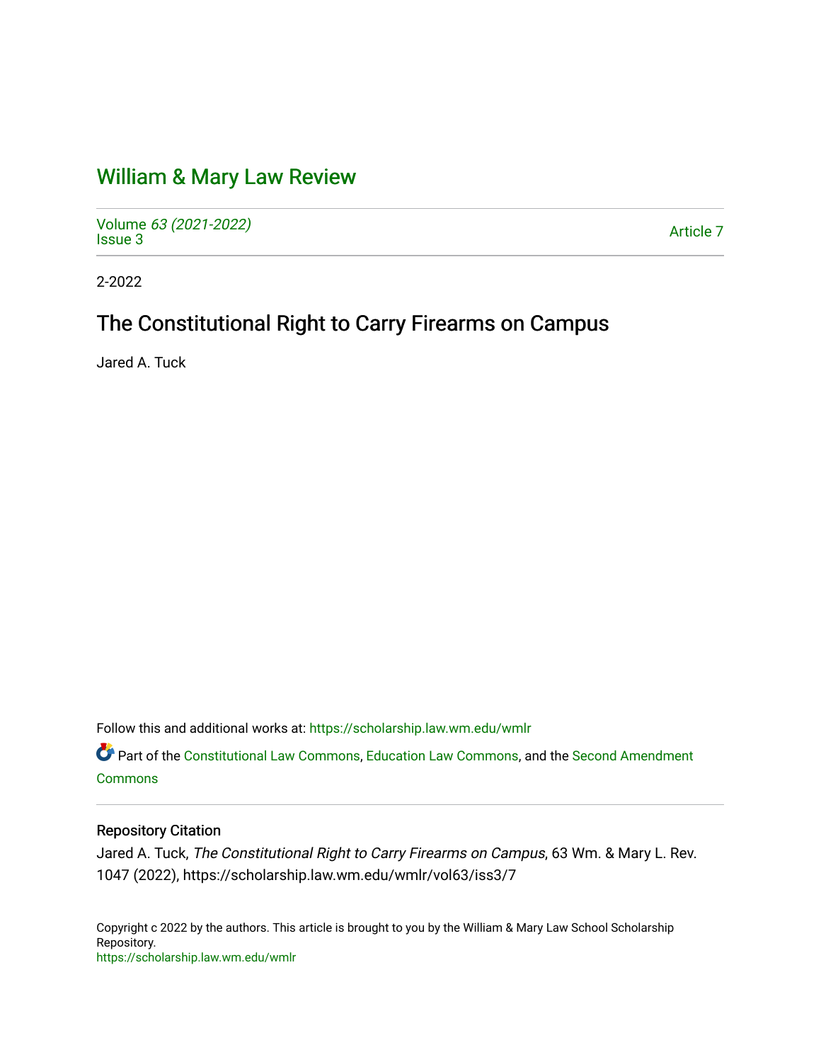# William & Mary Law Review

Volume *63 (2021-2022)*
Issue 3

Article 7

2-2022

## The Constitutional Right to Carry Firearms on Campus

Jared A. Tuck

Follow this and additional works at: https://scholarship.law.wm.edu/wmlr

Part of the Constitutional Law Commons, Education Law Commons, and the Second Amendment Commons

### Repository Citation

Jared A. Tuck, *The Constitutional Right to Carry Firearms on Campus*, 63 Wm. & Mary L. Rev. 1047 (2022), https://scholarship.law.wm.edu/wmlr/vol63/iss3/7

Copyright c 2022 by the authors. This article is brought to you by the William & Mary Law School Scholarship Repository.
https://scholarship.law.wm.edu/wmlr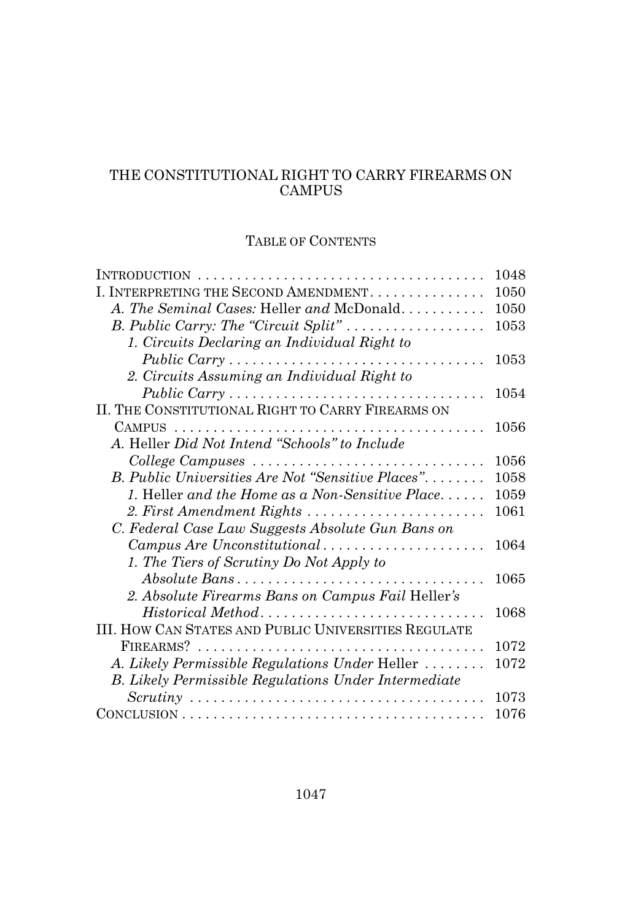# THE CONSTITUTIONAL RIGHT TO CARRY FIREARMS ON CAMPUS

## TABLE OF CONTENTS

INTRODUCTION .................................... 1048

I. INTERPRETING THE SECOND AMENDMENT ............... 1050

- *A. The Seminal Cases:* Heller *and* McDonald ........... 1050
- *B. Public Carry: The "Circuit Split"* .................. 1053
  - *1. Circuits Declaring an Individual Right to Public Carry* ................................ 1053
  - *2. Circuits Assuming an Individual Right to Public Carry* ................................ 1054

II. THE CONSTITUTIONAL RIGHT TO CARRY FIREARMS ON CAMPUS ........................................ 1056

- *A.* Heller *Did Not Intend "Schools" to Include College Campuses* .............................. 1056
- *B. Public Universities Are Not "Sensitive Places"* ........ 1058
  - *1.* Heller *and the Home as a Non-Sensitive Place* ...... 1059
  - *2. First Amendment Rights* ....................... 1061
- *C. Federal Case Law Suggests Absolute Gun Bans on Campus Are Unconstitutional* ..................... 1064
  - *1. The Tiers of Scrutiny Do Not Apply to Absolute Bans* ................................ 1065
  - *2. Absolute Firearms Bans on Campus Fail* Heller*'s Historical Method* ............................ 1068

III. HOW CAN STATES AND PUBLIC UNIVERSITIES REGULATE FIREARMS? ..................................... 1072

- *A. Likely Permissible Regulations Under* Heller ........ 1072
- *B. Likely Permissible Regulations Under Intermediate Scrutiny* ...................................... 1073

CONCLUSION ........................................ 1076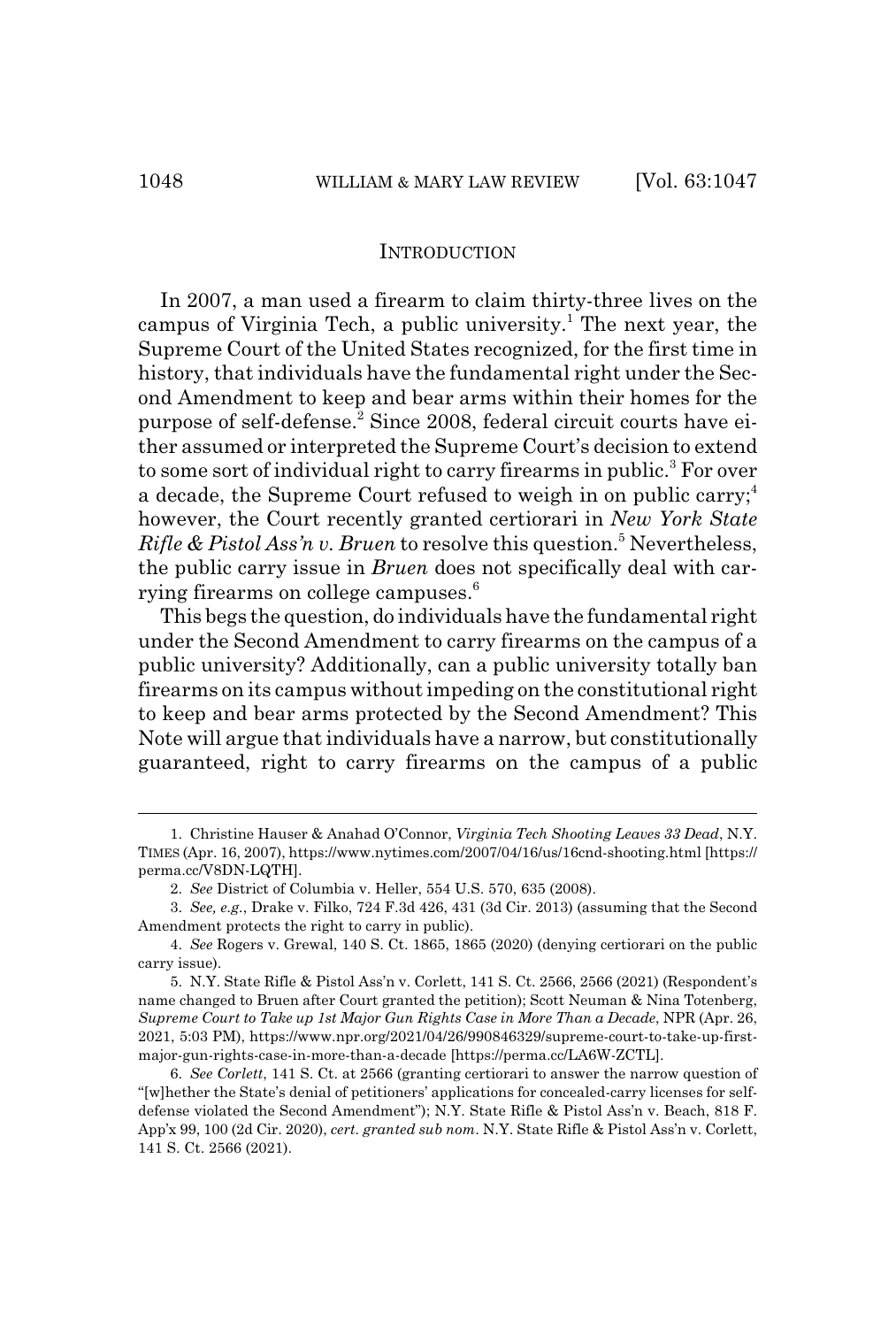## INTRODUCTION

In 2007, a man used a firearm to claim thirty-three lives on the campus of Virginia Tech, a public university.[1] The next year, the Supreme Court of the United States recognized, for the first time in history, that individuals have the fundamental right under the Second Amendment to keep and bear arms within their homes for the purpose of self-defense.[2] Since 2008, federal circuit courts have either assumed or interpreted the Supreme Court's decision to extend to some sort of individual right to carry firearms in public.[3] For over a decade, the Supreme Court refused to weigh in on public carry;[4] however, the Court recently granted certiorari in *New York State Rifle & Pistol Ass'n v. Bruen* to resolve this question.[5] Nevertheless, the public carry issue in *Bruen* does not specifically deal with carrying firearms on college campuses.[6]

This begs the question, do individuals have the fundamental right under the Second Amendment to carry firearms on the campus of a public university? Additionally, can a public university totally ban firearms on its campus without impeding on the constitutional right to keep and bear arms protected by the Second Amendment? This Note will argue that individuals have a narrow, but constitutionally guaranteed, right to carry firearms on the campus of a public

---

1. Christine Hauser & Anahad O'Connor, *Virginia Tech Shooting Leaves 33 Dead*, N.Y. TIMES (Apr. 16, 2007), https://www.nytimes.com/2007/04/16/us/16cnd-shooting.html [https://perma.cc/V8DN-LQTH].

2. *See* District of Columbia v. Heller, 554 U.S. 570, 635 (2008).

3. *See, e.g.*, Drake v. Filko, 724 F.3d 426, 431 (3d Cir. 2013) (assuming that the Second Amendment protects the right to carry in public).

4. *See* Rogers v. Grewal, 140 S. Ct. 1865, 1865 (2020) (denying certiorari on the public carry issue).

5. N.Y. State Rifle & Pistol Ass'n v. Corlett, 141 S. Ct. 2566, 2566 (2021) (Respondent's name changed to Bruen after Court granted the petition); Scott Neuman & Nina Totenberg, *Supreme Court to Take up 1st Major Gun Rights Case in More Than a Decade*, NPR (Apr. 26, 2021, 5:03 PM), https://www.npr.org/2021/04/26/990846329/supreme-court-to-take-up-first-major-gun-rights-case-in-more-than-a-decade [https://perma.cc/LA6W-ZCTL].

6. *See Corlett*, 141 S. Ct. at 2566 (granting certiorari to answer the narrow question of "[w]hether the State's denial of petitioners' applications for concealed-carry licenses for self-defense violated the Second Amendment"); N.Y. State Rifle & Pistol Ass'n v. Beach, 818 F. App'x 99, 100 (2d Cir. 2020), *cert. granted sub nom*. N.Y. State Rifle & Pistol Ass'n v. Corlett, 141 S. Ct. 2566 (2021).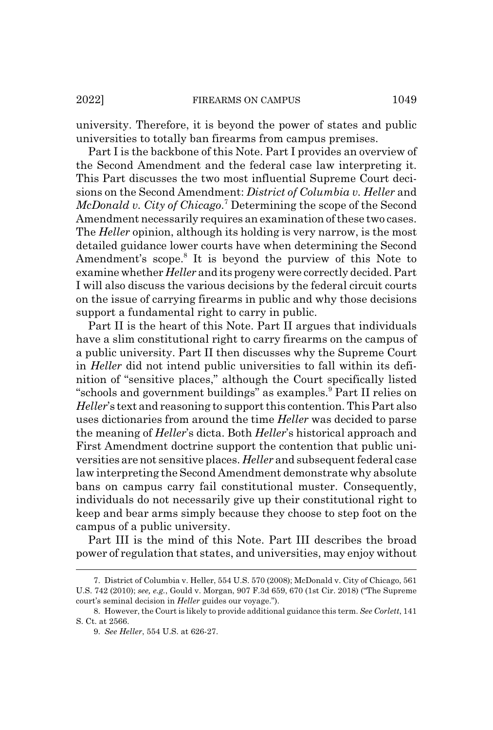university. Therefore, it is beyond the power of states and public universities to totally ban firearms from campus premises.

Part I is the backbone of this Note. Part I provides an overview of the Second Amendment and the federal case law interpreting it. This Part discusses the two most influential Supreme Court decisions on the Second Amendment: *District of Columbia v. Heller* and *McDonald v. City of Chicago*.[7] Determining the scope of the Second Amendment necessarily requires an examination of these two cases. The *Heller* opinion, although its holding is very narrow, is the most detailed guidance lower courts have when determining the Second Amendment's scope.[8] It is beyond the purview of this Note to examine whether *Heller* and its progeny were correctly decided. Part I will also discuss the various decisions by the federal circuit courts on the issue of carrying firearms in public and why those decisions support a fundamental right to carry in public.

Part II is the heart of this Note. Part II argues that individuals have a slim constitutional right to carry firearms on the campus of a public university. Part II then discusses why the Supreme Court in *Heller* did not intend public universities to fall within its definition of "sensitive places," although the Court specifically listed "schools and government buildings" as examples.[9] Part II relies on *Heller*'s text and reasoning to support this contention. This Part also uses dictionaries from around the time *Heller* was decided to parse the meaning of *Heller*'s dicta. Both *Heller*'s historical approach and First Amendment doctrine support the contention that public universities are not sensitive places. *Heller* and subsequent federal case law interpreting the Second Amendment demonstrate why absolute bans on campus carry fail constitutional muster. Consequently, individuals do not necessarily give up their constitutional right to keep and bear arms simply because they choose to step foot on the campus of a public university.

Part III is the mind of this Note. Part III describes the broad power of regulation that states, and universities, may enjoy without

---

7. District of Columbia v. Heller, 554 U.S. 570 (2008); McDonald v. City of Chicago, 561 U.S. 742 (2010); *see, e.g.*, Gould v. Morgan, 907 F.3d 659, 670 (1st Cir. 2018) ("The Supreme court's seminal decision in *Heller* guides our voyage.").

8. However, the Court is likely to provide additional guidance this term. *See Corlett*, 141 S. Ct. at 2566.

9. *See Heller*, 554 U.S. at 626-27.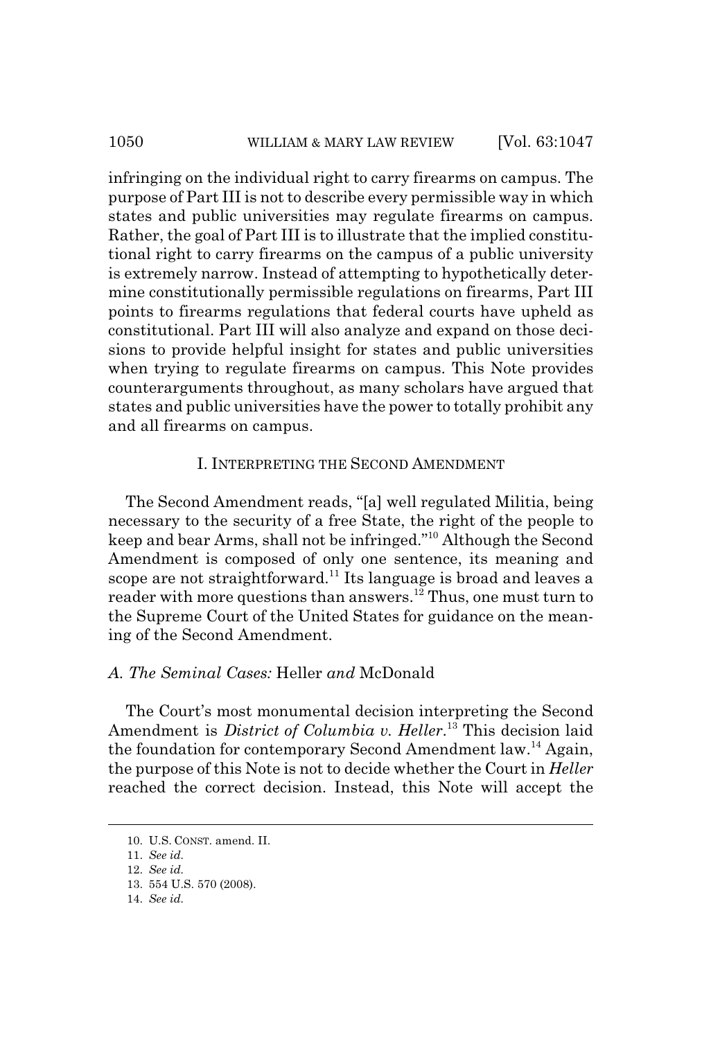infringing on the individual right to carry firearms on campus. The purpose of Part III is not to describe every permissible way in which states and public universities may regulate firearms on campus. Rather, the goal of Part III is to illustrate that the implied constitutional right to carry firearms on the campus of a public university is extremely narrow. Instead of attempting to hypothetically determine constitutionally permissible regulations on firearms, Part III points to firearms regulations that federal courts have upheld as constitutional. Part III will also analyze and expand on those decisions to provide helpful insight for states and public universities when trying to regulate firearms on campus. This Note provides counterarguments throughout, as many scholars have argued that states and public universities have the power to totally prohibit any and all firearms on campus.

## I. INTERPRETING THE SECOND AMENDMENT

The Second Amendment reads, "[a] well regulated Militia, being necessary to the security of a free State, the right of the people to keep and bear Arms, shall not be infringed."[10] Although the Second Amendment is composed of only one sentence, its meaning and scope are not straightforward.[11] Its language is broad and leaves a reader with more questions than answers.[12] Thus, one must turn to the Supreme Court of the United States for guidance on the meaning of the Second Amendment.

### *A. The Seminal Cases:* Heller *and* McDonald

The Court's most monumental decision interpreting the Second Amendment is *District of Columbia v. Heller*.[13] This decision laid the foundation for contemporary Second Amendment law.[14] Again, the purpose of this Note is not to decide whether the Court in *Heller* reached the correct decision. Instead, this Note will accept the

---

10. U.S. CONST. amend. II.

11. *See id.*

12. *See id.*

13. 554 U.S. 570 (2008).

14. *See id.*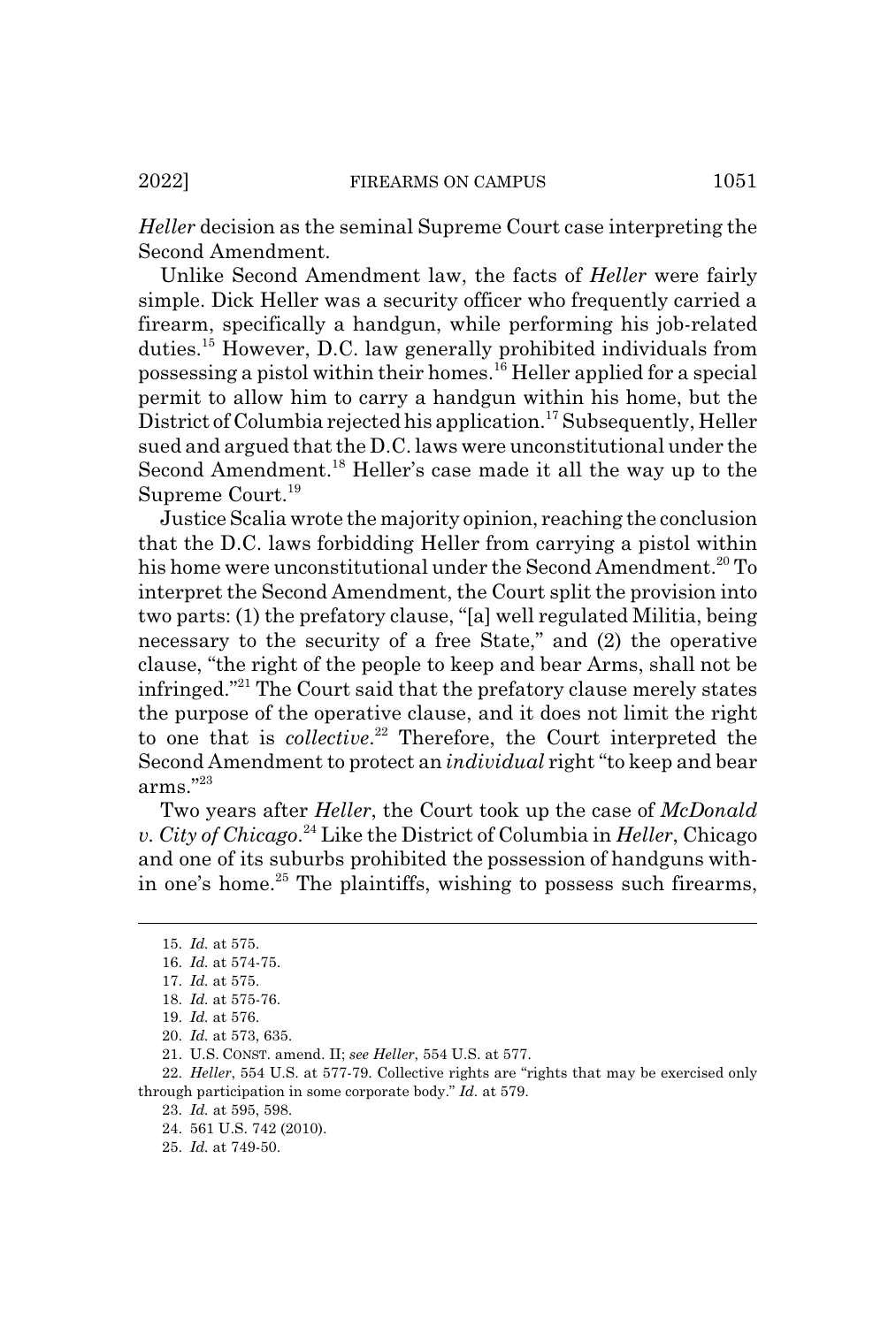*Heller* decision as the seminal Supreme Court case interpreting the Second Amendment.

Unlike Second Amendment law, the facts of *Heller* were fairly simple. Dick Heller was a security officer who frequently carried a firearm, specifically a handgun, while performing his job-related duties.[15] However, D.C. law generally prohibited individuals from possessing a pistol within their homes.[16] Heller applied for a special permit to allow him to carry a handgun within his home, but the District of Columbia rejected his application.[17] Subsequently, Heller sued and argued that the D.C. laws were unconstitutional under the Second Amendment.[18] Heller's case made it all the way up to the Supreme Court.[19]

Justice Scalia wrote the majority opinion, reaching the conclusion that the D.C. laws forbidding Heller from carrying a pistol within his home were unconstitutional under the Second Amendment.[20] To interpret the Second Amendment, the Court split the provision into two parts: (1) the prefatory clause, "[a] well regulated Militia, being necessary to the security of a free State," and (2) the operative clause, "the right of the people to keep and bear Arms, shall not be infringed."[21] The Court said that the prefatory clause merely states the purpose of the operative clause, and it does not limit the right to one that is *collective*.[22] Therefore, the Court interpreted the Second Amendment to protect an *individual* right "to keep and bear arms."[23]

Two years after *Heller*, the Court took up the case of *McDonald v. City of Chicago*.[24] Like the District of Columbia in *Heller*, Chicago and one of its suburbs prohibited the possession of handguns within one's home.[25] The plaintiffs, wishing to possess such firearms,

---

15. *Id.* at 575.

16. *Id.* at 574-75.

17. *Id.* at 575.

18. *Id.* at 575-76.

19. *Id.* at 576.

20. *Id.* at 573, 635.

21. U.S. CONST. amend. II; *see Heller*, 554 U.S. at 577.

22. *Heller*, 554 U.S. at 577-79. Collective rights are "rights that may be exercised only through participation in some corporate body." *Id.* at 579.

23. *Id.* at 595, 598.

24. 561 U.S. 742 (2010).

25. *Id.* at 749-50.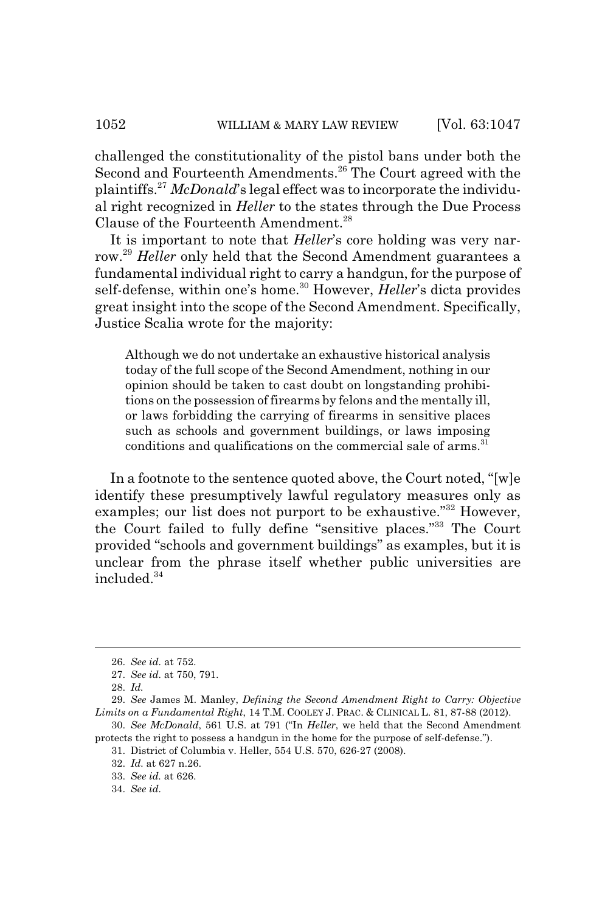challenged the constitutionality of the pistol bans under both the Second and Fourteenth Amendments.[26] The Court agreed with the plaintiffs.[27] *McDonald*'s legal effect was to incorporate the individual right recognized in *Heller* to the states through the Due Process Clause of the Fourteenth Amendment.[28]

It is important to note that *Heller*'s core holding was very narrow.[29] *Heller* only held that the Second Amendment guarantees a fundamental individual right to carry a handgun, for the purpose of self-defense, within one's home.[30] However, *Heller*'s dicta provides great insight into the scope of the Second Amendment. Specifically, Justice Scalia wrote for the majority:

> Although we do not undertake an exhaustive historical analysis today of the full scope of the Second Amendment, nothing in our opinion should be taken to cast doubt on longstanding prohibitions on the possession of firearms by felons and the mentally ill, or laws forbidding the carrying of firearms in sensitive places such as schools and government buildings, or laws imposing conditions and qualifications on the commercial sale of arms.[31]

In a footnote to the sentence quoted above, the Court noted, "[w]e identify these presumptively lawful regulatory measures only as examples; our list does not purport to be exhaustive."[32] However, the Court failed to fully define "sensitive places."[33] The Court provided "schools and government buildings" as examples, but it is unclear from the phrase itself whether public universities are included.[34]

---

26. *See id.* at 752.

27. *See id.* at 750, 791.

28. *Id.*

29. *See* James M. Manley, *Defining the Second Amendment Right to Carry: Objective Limits on a Fundamental Right*, 14 T.M. COOLEY J. PRAC. & CLINICAL L. 81, 87-88 (2012).

30. *See McDonald*, 561 U.S. at 791 ("In *Heller*, we held that the Second Amendment protects the right to possess a handgun in the home for the purpose of self-defense.").

31. District of Columbia v. Heller, 554 U.S. 570, 626-27 (2008).

32. *Id.* at 627 n.26.

33. *See id.* at 626.

34. *See id.*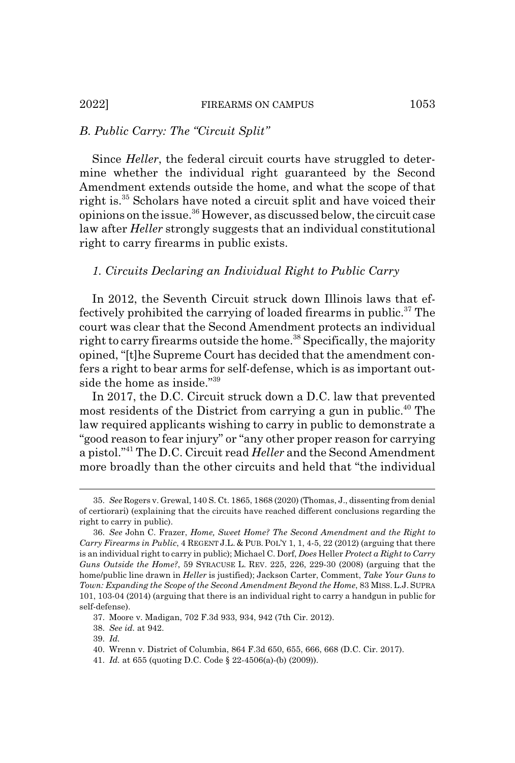### *B. Public Carry: The "Circuit Split"*

Since *Heller*, the federal circuit courts have struggled to determine whether the individual right guaranteed by the Second Amendment extends outside the home, and what the scope of that right is.[35] Scholars have noted a circuit split and have voiced their opinions on the issue.[36] However, as discussed below, the circuit case law after *Heller* strongly suggests that an individual constitutional right to carry firearms in public exists.

#### *1. Circuits Declaring an Individual Right to Public Carry*

In 2012, the Seventh Circuit struck down Illinois laws that effectively prohibited the carrying of loaded firearms in public.[37] The court was clear that the Second Amendment protects an individual right to carry firearms outside the home.[38] Specifically, the majority opined, "[t]he Supreme Court has decided that the amendment confers a right to bear arms for self-defense, which is as important outside the home as inside."[39]

In 2017, the D.C. Circuit struck down a D.C. law that prevented most residents of the District from carrying a gun in public.[40] The law required applicants wishing to carry in public to demonstrate a "good reason to fear injury" or "any other proper reason for carrying a pistol."[41] The D.C. Circuit read *Heller* and the Second Amendment more broadly than the other circuits and held that "the individual

---

35. *See* Rogers v. Grewal, 140 S. Ct. 1865, 1868 (2020) (Thomas, J., dissenting from denial of certiorari) (explaining that the circuits have reached different conclusions regarding the right to carry in public).

36. *See* John C. Frazer, *Home, Sweet Home? The Second Amendment and the Right to Carry Firearms in Public*, 4 REGENT J.L. & PUB. POL'Y 1, 1, 4-5, 22 (2012) (arguing that there is an individual right to carry in public); Michael C. Dorf, *Does* Heller *Protect a Right to Carry Guns Outside the Home?*, 59 SYRACUSE L. REV. 225, 226, 229-30 (2008) (arguing that the home/public line drawn in *Heller* is justified); Jackson Carter, Comment, *Take Your Guns to Town: Expanding the Scope of the Second Amendment Beyond the Home*, 83 MISS. L.J. SUPRA 101, 103-04 (2014) (arguing that there is an individual right to carry a handgun in public for self-defense).

37. Moore v. Madigan, 702 F.3d 933, 934, 942 (7th Cir. 2012).

38. *See id.* at 942.

39. *Id.*

40. Wrenn v. District of Columbia, 864 F.3d 650, 655, 666, 668 (D.C. Cir. 2017).

41. *Id.* at 655 (quoting D.C. Code § 22-4506(a)-(b) (2009)).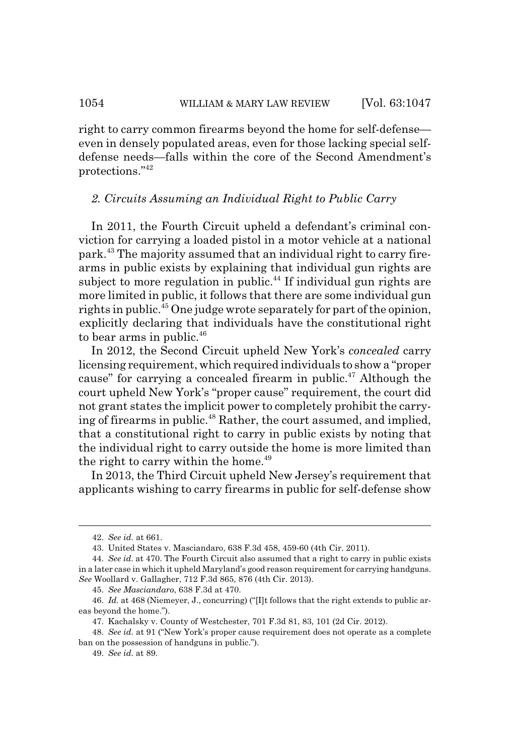right to carry common firearms beyond the home for self-defense—even in densely populated areas, even for those lacking special self-defense needs—falls within the core of the Second Amendment's protections."[42]

### *2. Circuits Assuming an Individual Right to Public Carry*

In 2011, the Fourth Circuit upheld a defendant's criminal conviction for carrying a loaded pistol in a motor vehicle at a national park.[43] The majority assumed that an individual right to carry firearms in public exists by explaining that individual gun rights are subject to more regulation in public.[44] If individual gun rights are more limited in public, it follows that there are some individual gun rights in public.[45] One judge wrote separately for part of the opinion, explicitly declaring that individuals have the constitutional right to bear arms in public.[46]

In 2012, the Second Circuit upheld New York's *concealed* carry licensing requirement, which required individuals to show a "proper cause" for carrying a concealed firearm in public.[47] Although the court upheld New York's "proper cause" requirement, the court did not grant states the implicit power to completely prohibit the carrying of firearms in public.[48] Rather, the court assumed, and implied, that a constitutional right to carry in public exists by noting that the individual right to carry outside the home is more limited than the right to carry within the home.[49]

In 2013, the Third Circuit upheld New Jersey's requirement that applicants wishing to carry firearms in public for self-defense show

---

42. *See id.* at 661.

43. United States v. Masciandaro, 638 F.3d 458, 459-60 (4th Cir. 2011).

44. *See id.* at 470. The Fourth Circuit also assumed that a right to carry in public exists in a later case in which it upheld Maryland's good reason requirement for carrying handguns. *See* Woollard v. Gallagher, 712 F.3d 865, 876 (4th Cir. 2013).

45. *See Masciandaro*, 638 F.3d at 470.

46. *Id.* at 468 (Niemeyer, J., concurring) ("[I]t follows that the right extends to public areas beyond the home.").

47. Kachalsky v. County of Westchester, 701 F.3d 81, 83, 101 (2d Cir. 2012).

48. *See id.* at 91 ("New York's proper cause requirement does not operate as a complete ban on the possession of handguns in public.").

49. *See id.* at 89.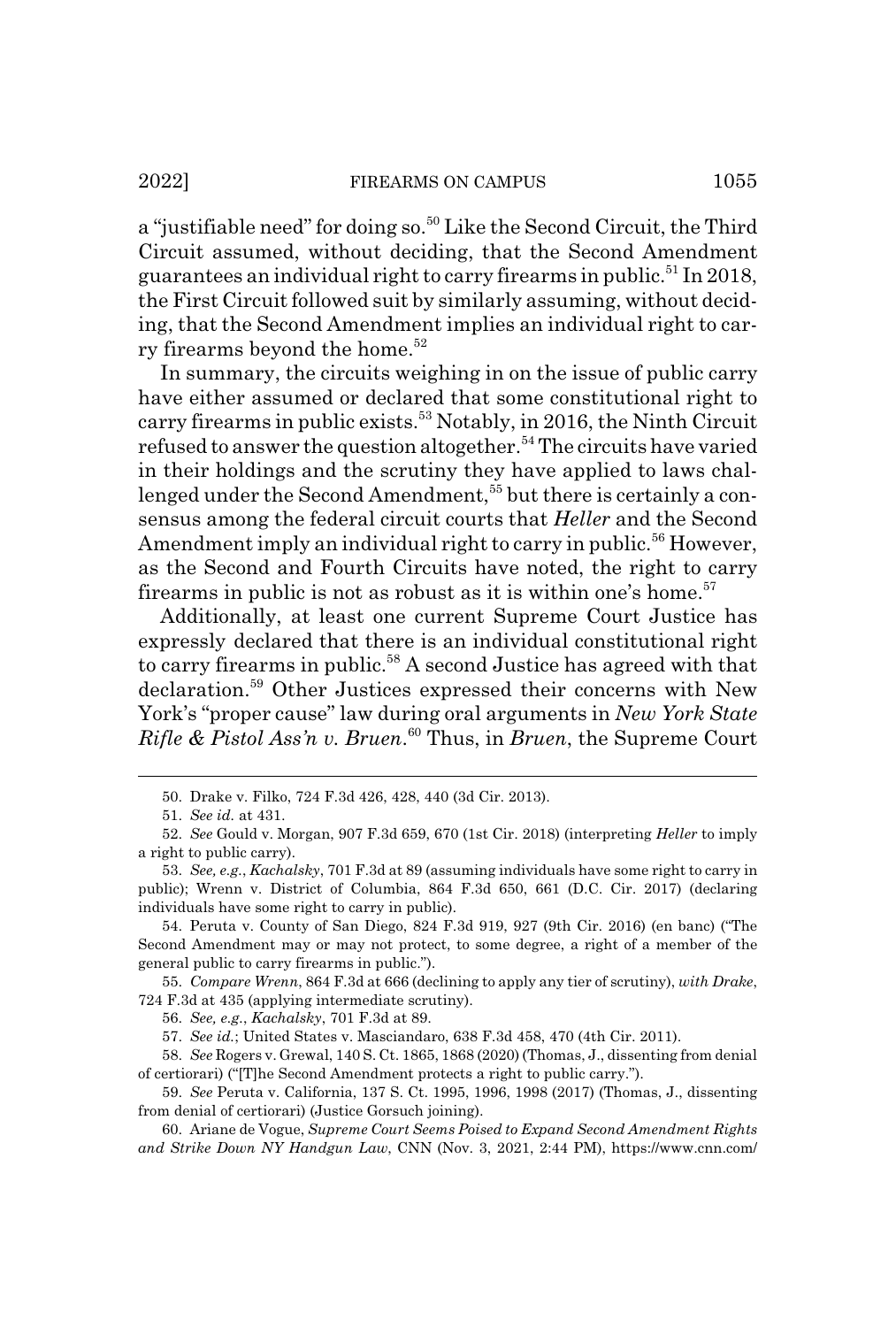a "justifiable need" for doing so.[50] Like the Second Circuit, the Third Circuit assumed, without deciding, that the Second Amendment guarantees an individual right to carry firearms in public.[51] In 2018, the First Circuit followed suit by similarly assuming, without deciding, that the Second Amendment implies an individual right to carry firearms beyond the home.[52]

In summary, the circuits weighing in on the issue of public carry have either assumed or declared that some constitutional right to carry firearms in public exists.[53] Notably, in 2016, the Ninth Circuit refused to answer the question altogether.[54] The circuits have varied in their holdings and the scrutiny they have applied to laws challenged under the Second Amendment,[55] but there is certainly a consensus among the federal circuit courts that *Heller* and the Second Amendment imply an individual right to carry in public.[56] However, as the Second and Fourth Circuits have noted, the right to carry firearms in public is not as robust as it is within one's home.[57]

Additionally, at least one current Supreme Court Justice has expressly declared that there is an individual constitutional right to carry firearms in public.[58] A second Justice has agreed with that declaration.[59] Other Justices expressed their concerns with New York's "proper cause" law during oral arguments in *New York State Rifle & Pistol Ass'n v. Bruen*.[60] Thus, in *Bruen*, the Supreme Court

---

50. Drake v. Filko, 724 F.3d 426, 428, 440 (3d Cir. 2013).

51. *See id.* at 431.

52. *See* Gould v. Morgan, 907 F.3d 659, 670 (1st Cir. 2018) (interpreting *Heller* to imply a right to public carry).

53. *See, e.g.*, *Kachalsky*, 701 F.3d at 89 (assuming individuals have some right to carry in public); Wrenn v. District of Columbia, 864 F.3d 650, 661 (D.C. Cir. 2017) (declaring individuals have some right to carry in public).

54. Peruta v. County of San Diego, 824 F.3d 919, 927 (9th Cir. 2016) (en banc) ("The Second Amendment may or may not protect, to some degree, a right of a member of the general public to carry firearms in public.").

55. *Compare Wrenn*, 864 F.3d at 666 (declining to apply any tier of scrutiny), *with Drake*, 724 F.3d at 435 (applying intermediate scrutiny).

56. *See, e.g.*, *Kachalsky*, 701 F.3d at 89.

57. *See id.*; United States v. Masciandaro, 638 F.3d 458, 470 (4th Cir. 2011).

58. *See* Rogers v. Grewal, 140 S. Ct. 1865, 1868 (2020) (Thomas, J., dissenting from denial of certiorari) ("[T]he Second Amendment protects a right to public carry.").

59. *See* Peruta v. California, 137 S. Ct. 1995, 1996, 1998 (2017) (Thomas, J., dissenting from denial of certiorari) (Justice Gorsuch joining).

60. Ariane de Vogue, *Supreme Court Seems Poised to Expand Second Amendment Rights and Strike Down NY Handgun Law*, CNN (Nov. 3, 2021, 2:44 PM), https://www.cnn.com/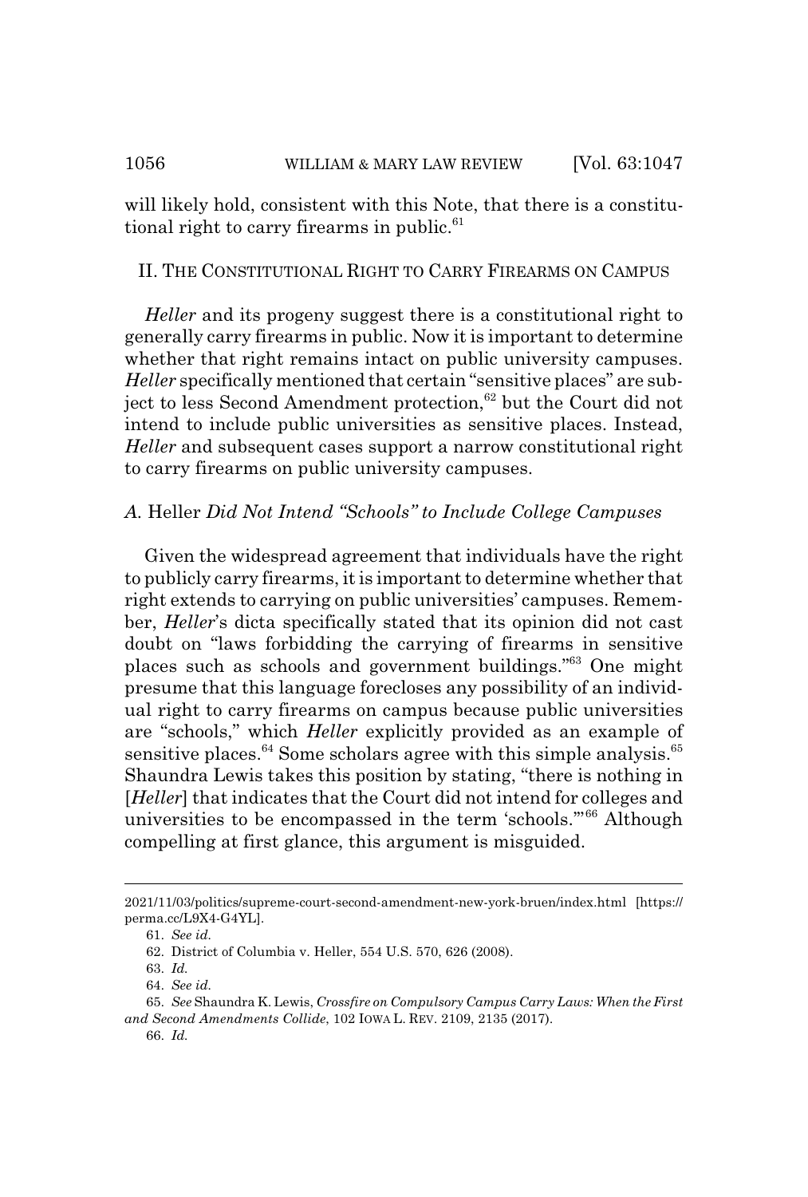will likely hold, consistent with this Note, that there is a constitutional right to carry firearms in public.[61]

## II. The Constitutional Right to Carry Firearms on Campus

*Heller* and its progeny suggest there is a constitutional right to generally carry firearms in public. Now it is important to determine whether that right remains intact on public university campuses. *Heller* specifically mentioned that certain "sensitive places" are subject to less Second Amendment protection,[62] but the Court did not intend to include public universities as sensitive places. Instead, *Heller* and subsequent cases support a narrow constitutional right to carry firearms on public university campuses.

### *A.* Heller *Did Not Intend "Schools" to Include College Campuses*

Given the widespread agreement that individuals have the right to publicly carry firearms, it is important to determine whether that right extends to carrying on public universities' campuses. Remember, *Heller*'s dicta specifically stated that its opinion did not cast doubt on "laws forbidding the carrying of firearms in sensitive places such as schools and government buildings."[63] One might presume that this language forecloses any possibility of an individual right to carry firearms on campus because public universities are "schools," which *Heller* explicitly provided as an example of sensitive places.[64] Some scholars agree with this simple analysis.[65] Shaundra Lewis takes this position by stating, "there is nothing in [*Heller*] that indicates that the Court did not intend for colleges and universities to be encompassed in the term 'schools.'"[66] Although compelling at first glance, this argument is misguided.

---

2021/11/03/politics/supreme-court-second-amendment-new-york-bruen/index.html [https://perma.cc/L9X4-G4YL].

61. *See id.*

62. District of Columbia v. Heller, 554 U.S. 570, 626 (2008).

63. *Id.*

64. *See id.*

65. *See* Shaundra K. Lewis, *Crossfire on Compulsory Campus Carry Laws: When the First and Second Amendments Collide*, 102 IOWA L. REV. 2109, 2135 (2017).

66. *Id.*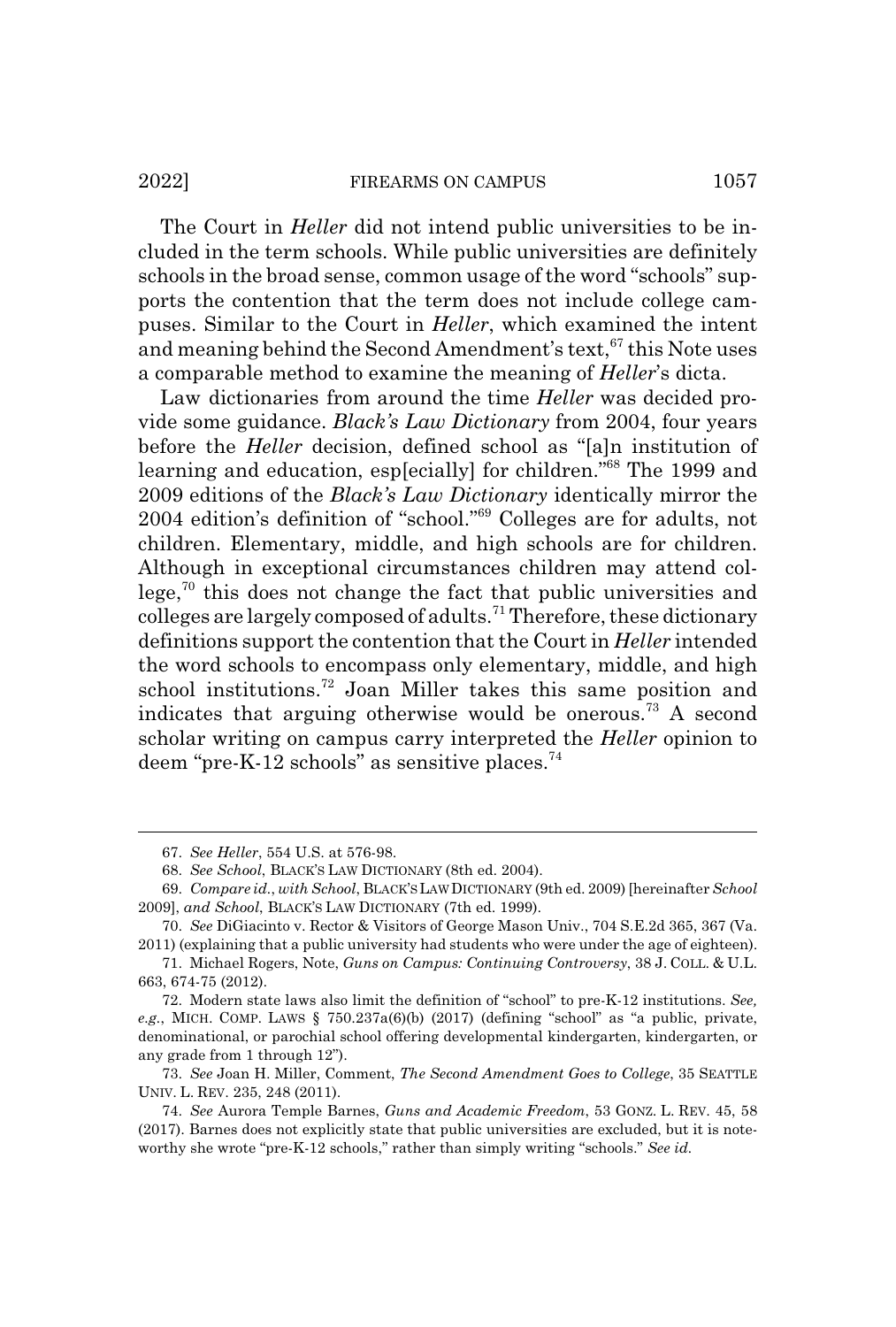The Court in *Heller* did not intend public universities to be included in the term schools. While public universities are definitely schools in the broad sense, common usage of the word "schools" supports the contention that the term does not include college campuses. Similar to the Court in *Heller*, which examined the intent and meaning behind the Second Amendment's text,[67] this Note uses a comparable method to examine the meaning of *Heller*'s dicta.

Law dictionaries from around the time *Heller* was decided provide some guidance. *Black's Law Dictionary* from 2004, four years before the *Heller* decision, defined school as "[a]n institution of learning and education, esp[ecially] for children."[68] The 1999 and 2009 editions of the *Black's Law Dictionary* identically mirror the 2004 edition's definition of "school."[69] Colleges are for adults, not children. Elementary, middle, and high schools are for children. Although in exceptional circumstances children may attend college,[70] this does not change the fact that public universities and colleges are largely composed of adults.[71] Therefore, these dictionary definitions support the contention that the Court in *Heller* intended the word schools to encompass only elementary, middle, and high school institutions.[72] Joan Miller takes this same position and indicates that arguing otherwise would be onerous.[73] A second scholar writing on campus carry interpreted the *Heller* opinion to deem "pre-K-12 schools" as sensitive places.[74]

---

67. *See Heller*, 554 U.S. at 576-98.

68. *See School*, BLACK'S LAW DICTIONARY (8th ed. 2004).

69. *Compare id.*, *with School*, BLACK'S LAW DICTIONARY (9th ed. 2009) [hereinafter *School* 2009], *and School*, BLACK'S LAW DICTIONARY (7th ed. 1999).

70. *See* DiGiacinto v. Rector & Visitors of George Mason Univ., 704 S.E.2d 365, 367 (Va. 2011) (explaining that a public university had students who were under the age of eighteen).

71. Michael Rogers, Note, *Guns on Campus: Continuing Controversy*, 38 J. COLL. & U.L. 663, 674-75 (2012).

72. Modern state laws also limit the definition of "school" to pre-K-12 institutions. *See, e.g.*, MICH. COMP. LAWS § 750.237a(6)(b) (2017) (defining "school" as "a public, private, denominational, or parochial school offering developmental kindergarten, kindergarten, or any grade from 1 through 12").

73. *See* Joan H. Miller, Comment, *The Second Amendment Goes to College*, 35 SEATTLE UNIV. L. REV. 235, 248 (2011).

74. *See* Aurora Temple Barnes, *Guns and Academic Freedom*, 53 GONZ. L. REV. 45, 58 (2017). Barnes does not explicitly state that public universities are excluded, but it is noteworthy she wrote "pre-K-12 schools," rather than simply writing "schools." *See id.*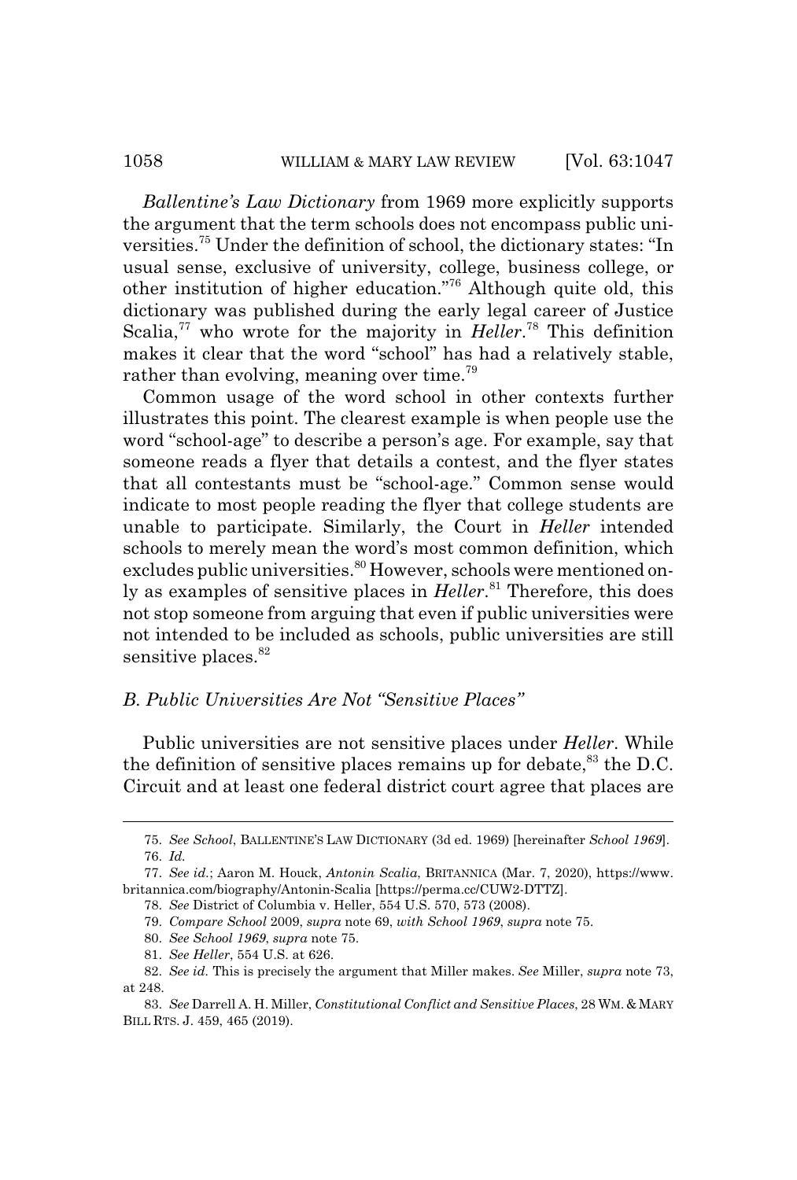*Ballentine's Law Dictionary* from 1969 more explicitly supports the argument that the term schools does not encompass public universities.[75] Under the definition of school, the dictionary states: "In usual sense, exclusive of university, college, business college, or other institution of higher education."[76] Although quite old, this dictionary was published during the early legal career of Justice Scalia,[77] who wrote for the majority in *Heller*.[78] This definition makes it clear that the word "school" has had a relatively stable, rather than evolving, meaning over time.[79]

Common usage of the word school in other contexts further illustrates this point. The clearest example is when people use the word "school-age" to describe a person's age. For example, say that someone reads a flyer that details a contest, and the flyer states that all contestants must be "school-age." Common sense would indicate to most people reading the flyer that college students are unable to participate. Similarly, the Court in *Heller* intended schools to merely mean the word's most common definition, which excludes public universities.[80] However, schools were mentioned only as examples of sensitive places in *Heller*.[81] Therefore, this does not stop someone from arguing that even if public universities were not intended to be included as schools, public universities are still sensitive places.[82]

### *B. Public Universities Are Not "Sensitive Places"*

Public universities are not sensitive places under *Heller*. While the definition of sensitive places remains up for debate,[83] the D.C. Circuit and at least one federal district court agree that places are

75. *See School*, BALLENTINE'S LAW DICTIONARY (3d ed. 1969) [hereinafter *School 1969*].

76. *Id.*

77. *See id.*; Aaron M. Houck, *Antonin Scalia*, BRITANNICA (Mar. 7, 2020), https://www.britannica.com/biography/Antonin-Scalia [https://perma.cc/CUW2-DTTZ].

78. *See* District of Columbia v. Heller, 554 U.S. 570, 573 (2008).

79. *Compare School* 2009, *supra* note 69, *with School 1969*, *supra* note 75.

80. *See School 1969*, *supra* note 75.

81. *See Heller*, 554 U.S. at 626.

82. *See id.* This is precisely the argument that Miller makes. *See* Miller, *supra* note 73, at 248.

83. *See* Darrell A. H. Miller, *Constitutional Conflict and Sensitive Places*, 28 WM. & MARY BILL RTS. J. 459, 465 (2019).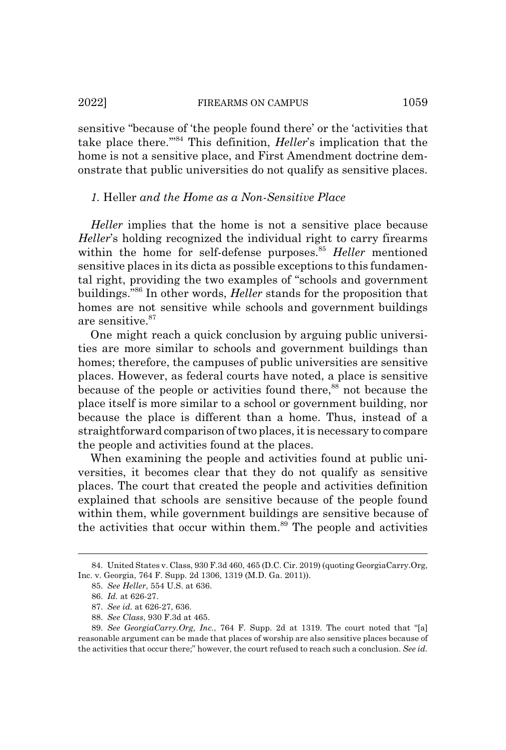sensitive "because of 'the people found there' or the 'activities that take place there.'"[84] This definition, *Heller*'s implication that the home is not a sensitive place, and First Amendment doctrine demonstrate that public universities do not qualify as sensitive places.

### *1.* Heller *and the Home as a Non-Sensitive Place*

*Heller* implies that the home is not a sensitive place because *Heller*'s holding recognized the individual right to carry firearms within the home for self-defense purposes.[85] *Heller* mentioned sensitive places in its dicta as possible exceptions to this fundamental right, providing the two examples of "schools and government buildings."[86] In other words, *Heller* stands for the proposition that homes are not sensitive while schools and government buildings are sensitive.[87]

One might reach a quick conclusion by arguing public universities are more similar to schools and government buildings than homes; therefore, the campuses of public universities are sensitive places. However, as federal courts have noted, a place is sensitive because of the people or activities found there,[88] not because the place itself is more similar to a school or government building, nor because the place is different than a home. Thus, instead of a straightforward comparison of two places, it is necessary to compare the people and activities found at the places.

When examining the people and activities found at public universities, it becomes clear that they do not qualify as sensitive places. The court that created the people and activities definition explained that schools are sensitive because of the people found within them, while government buildings are sensitive because of the activities that occur within them.[89] The people and activities

---

84. United States v. Class, 930 F.3d 460, 465 (D.C. Cir. 2019) (quoting GeorgiaCarry.Org, Inc. v. Georgia, 764 F. Supp. 2d 1306, 1319 (M.D. Ga. 2011)).

85. *See Heller*, 554 U.S. at 636.

86. *Id.* at 626-27.

87. *See id.* at 626-27, 636.

88. *See Class*, 930 F.3d at 465.

89. *See GeorgiaCarry.Org, Inc.*, 764 F. Supp. 2d at 1319. The court noted that "[a] reasonable argument can be made that places of worship are also sensitive places because of the activities that occur there;" however, the court refused to reach such a conclusion. *See id.*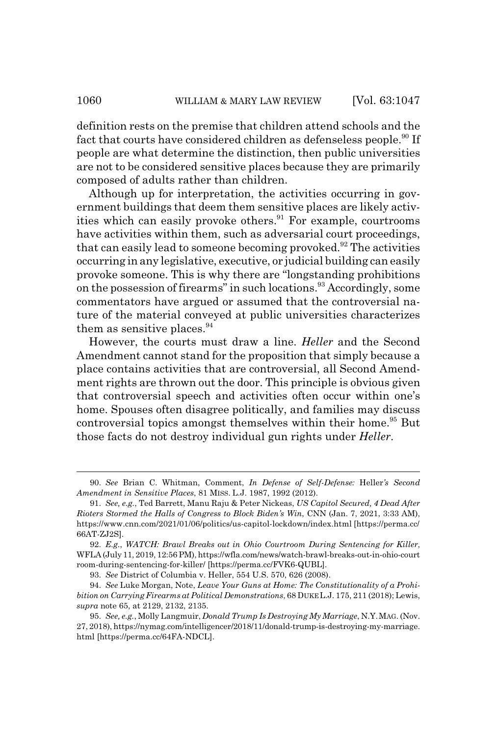definition rests on the premise that children attend schools and the fact that courts have considered children as defenseless people.[90] If people are what determine the distinction, then public universities are not to be considered sensitive places because they are primarily composed of adults rather than children.

Although up for interpretation, the activities occurring in government buildings that deem them sensitive places are likely activities which can easily provoke others.[91] For example, courtrooms have activities within them, such as adversarial court proceedings, that can easily lead to someone becoming provoked.[92] The activities occurring in any legislative, executive, or judicial building can easily provoke someone. This is why there are "longstanding prohibitions on the possession of firearms" in such locations.[93] Accordingly, some commentators have argued or assumed that the controversial nature of the material conveyed at public universities characterizes them as sensitive places.[94]

However, the courts must draw a line. *Heller* and the Second Amendment cannot stand for the proposition that simply because a place contains activities that are controversial, all Second Amendment rights are thrown out the door. This principle is obvious given that controversial speech and activities often occur within one's home. Spouses often disagree politically, and families may discuss controversial topics amongst themselves within their home.[95] But those facts do not destroy individual gun rights under *Heller*.

---

90. *See* Brian C. Whitman, Comment, *In Defense of Self-Defense:* Heller*'s Second Amendment in Sensitive Places*, 81 MISS. L.J. 1987, 1992 (2012).

91. *See, e.g.*, Ted Barrett, Manu Raju & Peter Nickeas, *US Capitol Secured, 4 Dead After Rioters Stormed the Halls of Congress to Block Biden's Win*, CNN (Jan. 7, 2021, 3:33 AM), https://www.cnn.com/2021/01/06/politics/us-capitol-lockdown/index.html [https://perma.cc/66AT-ZJ2S].

92. *E.g.*, *WATCH: Brawl Breaks out in Ohio Courtroom During Sentencing for Killer*, WFLA (July 11, 2019, 12:56 PM), https://wfla.com/news/watch-brawl-breaks-out-in-ohio-courtroom-during-sentencing-for-killer/ [https://perma.cc/FVK6-QUBL].

93. *See* District of Columbia v. Heller, 554 U.S. 570, 626 (2008).

94. *See* Luke Morgan, Note, *Leave Your Guns at Home: The Constitutionality of a Prohibition on Carrying Firearms at Political Demonstrations*, 68 DUKE L.J. 175, 211 (2018); Lewis, *supra* note 65, at 2129, 2132, 2135.

95. *See, e.g.*, Molly Langmuir, *Donald Trump Is Destroying My Marriage*, N.Y. MAG. (Nov. 27, 2018), https://nymag.com/intelligencer/2018/11/donald-trump-is-destroying-my-marriage.html [https://perma.cc/64FA-NDCL].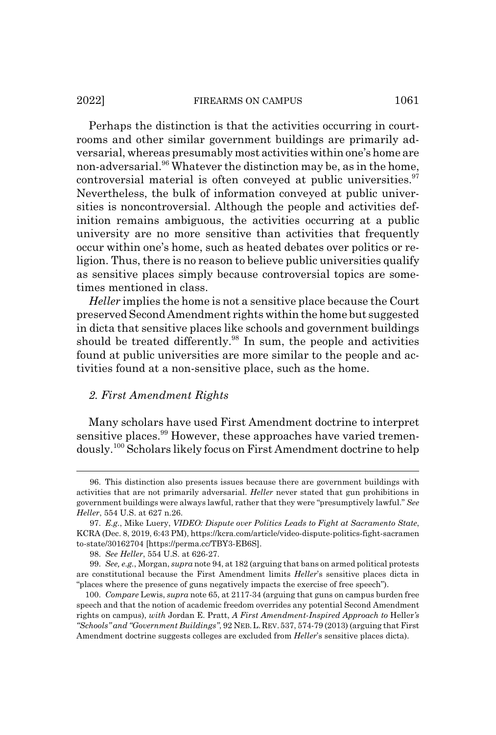Perhaps the distinction is that the activities occurring in courtrooms and other similar government buildings are primarily adversarial, whereas presumably most activities within one's home are non-adversarial.[96] Whatever the distinction may be, as in the home, controversial material is often conveyed at public universities.[97] Nevertheless, the bulk of information conveyed at public universities is noncontroversial. Although the people and activities definition remains ambiguous, the activities occurring at a public university are no more sensitive than activities that frequently occur within one's home, such as heated debates over politics or religion. Thus, there is no reason to believe public universities qualify as sensitive places simply because controversial topics are sometimes mentioned in class.

*Heller* implies the home is not a sensitive place because the Court preserved Second Amendment rights within the home but suggested in dicta that sensitive places like schools and government buildings should be treated differently.[98] In sum, the people and activities found at public universities are more similar to the people and activities found at a non-sensitive place, such as the home.

### *2. First Amendment Rights*

Many scholars have used First Amendment doctrine to interpret sensitive places.[99] However, these approaches have varied tremendously.[100] Scholars likely focus on First Amendment doctrine to help

---

96. This distinction also presents issues because there are government buildings with activities that are not primarily adversarial. *Heller* never stated that gun prohibitions in government buildings were always lawful, rather that they were "presumptively lawful." *See Heller*, 554 U.S. at 627 n.26.

97. *E.g.*, Mike Luery, *VIDEO: Dispute over Politics Leads to Fight at Sacramento State*, KCRA (Dec. 8, 2019, 6:43 PM), https://kcra.com/article/video-dispute-politics-fight-sacramento-state/30162704 [https://perma.cc/TBY3-EB6S].

98. *See Heller*, 554 U.S. at 626-27.

99. *See, e.g.*, Morgan, *supra* note 94, at 182 (arguing that bans on armed political protests are constitutional because the First Amendment limits *Heller*'s sensitive places dicta in "places where the presence of guns negatively impacts the exercise of free speech").

100. *Compare* Lewis, *supra* note 65, at 2117-34 (arguing that guns on campus burden free speech and that the notion of academic freedom overrides any potential Second Amendment rights on campus), *with* Jordan E. Pratt, *A First Amendment-Inspired Approach to* Heller*'s "Schools" and "Government Buildings"*, 92 NEB. L. REV. 537, 574-79 (2013) (arguing that First Amendment doctrine suggests colleges are excluded from *Heller*'s sensitive places dicta).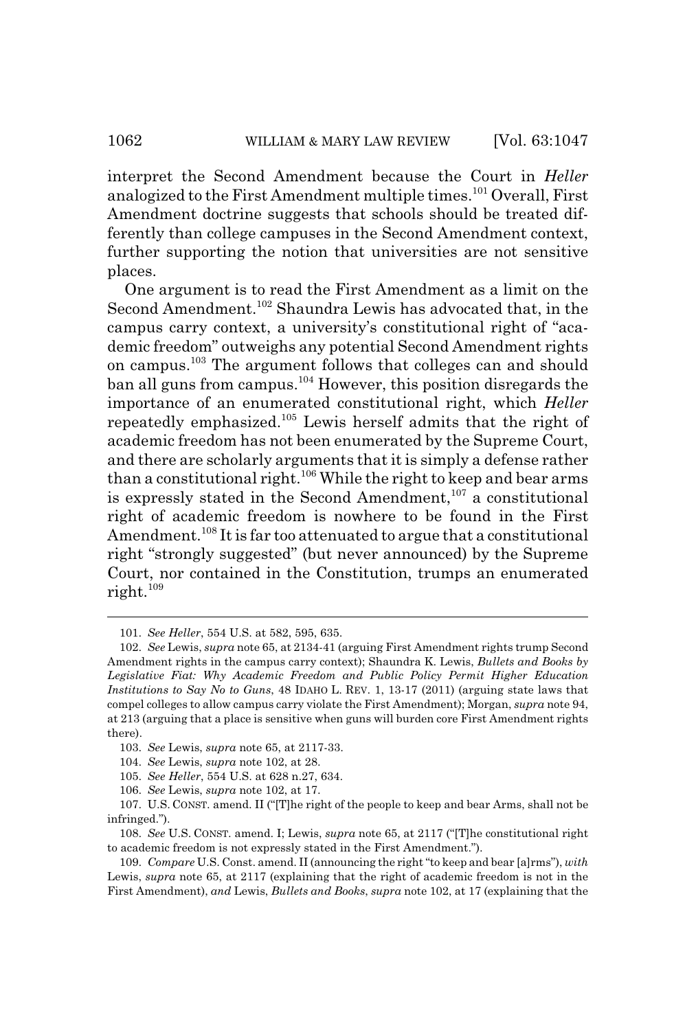interpret the Second Amendment because the Court in *Heller* analogized to the First Amendment multiple times.[101] Overall, First Amendment doctrine suggests that schools should be treated differently than college campuses in the Second Amendment context, further supporting the notion that universities are not sensitive places.

One argument is to read the First Amendment as a limit on the Second Amendment.[102] Shaundra Lewis has advocated that, in the campus carry context, a university's constitutional right of "academic freedom" outweighs any potential Second Amendment rights on campus.[103] The argument follows that colleges can and should ban all guns from campus.[104] However, this position disregards the importance of an enumerated constitutional right, which *Heller* repeatedly emphasized.[105] Lewis herself admits that the right of academic freedom has not been enumerated by the Supreme Court, and there are scholarly arguments that it is simply a defense rather than a constitutional right.[106] While the right to keep and bear arms is expressly stated in the Second Amendment,[107] a constitutional right of academic freedom is nowhere to be found in the First Amendment.[108] It is far too attenuated to argue that a constitutional right "strongly suggested" (but never announced) by the Supreme Court, nor contained in the Constitution, trumps an enumerated right.[109]

---

101. *See Heller*, 554 U.S. at 582, 595, 635.

102. *See* Lewis, *supra* note 65, at 2134-41 (arguing First Amendment rights trump Second Amendment rights in the campus carry context); Shaundra K. Lewis, *Bullets and Books by Legislative Fiat: Why Academic Freedom and Public Policy Permit Higher Education Institutions to Say No to Guns*, 48 IDAHO L. REV. 1, 13-17 (2011) (arguing state laws that compel colleges to allow campus carry violate the First Amendment); Morgan, *supra* note 94, at 213 (arguing that a place is sensitive when guns will burden core First Amendment rights there).

103. *See* Lewis, *supra* note 65, at 2117-33.

104. *See* Lewis, *supra* note 102, at 28.

105. *See Heller*, 554 U.S. at 628 n.27, 634.

106. *See* Lewis, *supra* note 102, at 17.

107. U.S. CONST. amend. II ("[T]he right of the people to keep and bear Arms, shall not be infringed.").

108. *See* U.S. CONST. amend. I; Lewis, *supra* note 65, at 2117 ("[T]he constitutional right to academic freedom is not expressly stated in the First Amendment.").

109. *Compare* U.S. Const. amend. II (announcing the right "to keep and bear [a]rms"), *with* Lewis, *supra* note 65, at 2117 (explaining that the right of academic freedom is not in the First Amendment), *and* Lewis, *Bullets and Books*, *supra* note 102, at 17 (explaining that the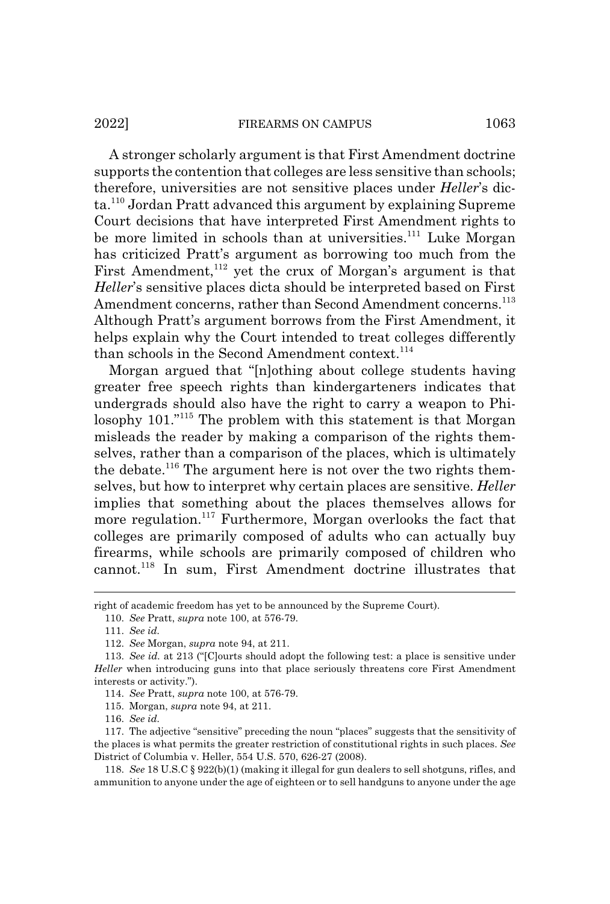A stronger scholarly argument is that First Amendment doctrine supports the contention that colleges are less sensitive than schools; therefore, universities are not sensitive places under *Heller*'s dicta.[110] Jordan Pratt advanced this argument by explaining Supreme Court decisions that have interpreted First Amendment rights to be more limited in schools than at universities.[111] Luke Morgan has criticized Pratt's argument as borrowing too much from the First Amendment,[112] yet the crux of Morgan's argument is that *Heller*'s sensitive places dicta should be interpreted based on First Amendment concerns, rather than Second Amendment concerns.[113] Although Pratt's argument borrows from the First Amendment, it helps explain why the Court intended to treat colleges differently than schools in the Second Amendment context.[114]

Morgan argued that "[n]othing about college students having greater free speech rights than kindergarteners indicates that undergrads should also have the right to carry a weapon to Philosophy 101."[115] The problem with this statement is that Morgan misleads the reader by making a comparison of the rights themselves, rather than a comparison of the places, which is ultimately the debate.[116] The argument here is not over the two rights themselves, but how to interpret why certain places are sensitive. *Heller* implies that something about the places themselves allows for more regulation.[117] Furthermore, Morgan overlooks the fact that colleges are primarily composed of adults who can actually buy firearms, while schools are primarily composed of children who cannot.[118] In sum, First Amendment doctrine illustrates that

---

right of academic freedom has yet to be announced by the Supreme Court).

110. *See* Pratt, *supra* note 100, at 576-79.

111. *See id.*

112. *See* Morgan, *supra* note 94, at 211.

113. *See id.* at 213 ("[C]ourts should adopt the following test: a place is sensitive under *Heller* when introducing guns into that place seriously threatens core First Amendment interests or activity.").

114. *See* Pratt, *supra* note 100, at 576-79.

115. Morgan, *supra* note 94, at 211.

116. *See id.*

117. The adjective "sensitive" preceding the noun "places" suggests that the sensitivity of the places is what permits the greater restriction of constitutional rights in such places. *See* District of Columbia v. Heller, 554 U.S. 570, 626-27 (2008).

118. *See* 18 U.S.C § 922(b)(1) (making it illegal for gun dealers to sell shotguns, rifles, and ammunition to anyone under the age of eighteen or to sell handguns to anyone under the age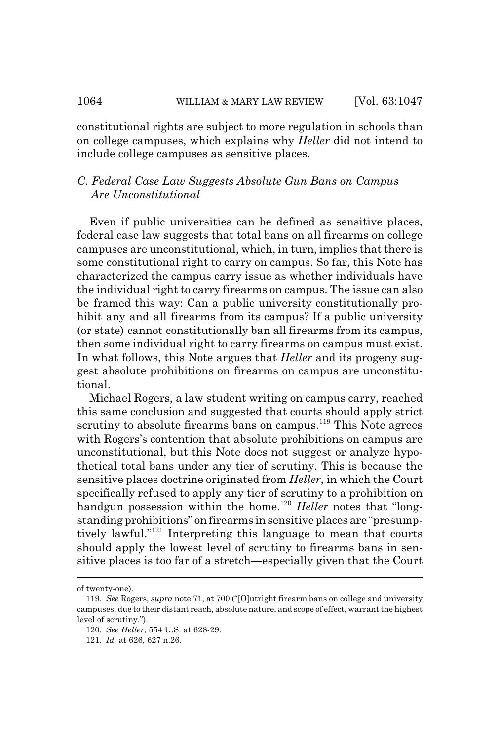constitutional rights are subject to more regulation in schools than on college campuses, which explains why *Heller* did not intend to include college campuses as sensitive places.

### *C. Federal Case Law Suggests Absolute Gun Bans on Campus Are Unconstitutional*

Even if public universities can be defined as sensitive places, federal case law suggests that total bans on all firearms on college campuses are unconstitutional, which, in turn, implies that there is some constitutional right to carry on campus. So far, this Note has characterized the campus carry issue as whether individuals have the individual right to carry firearms on campus. The issue can also be framed this way: Can a public university constitutionally prohibit any and all firearms from its campus? If a public university (or state) cannot constitutionally ban all firearms from its campus, then some individual right to carry firearms on campus must exist. In what follows, this Note argues that *Heller* and its progeny suggest absolute prohibitions on firearms on campus are unconstitutional.

Michael Rogers, a law student writing on campus carry, reached this same conclusion and suggested that courts should apply strict scrutiny to absolute firearms bans on campus.[119] This Note agrees with Rogers's contention that absolute prohibitions on campus are unconstitutional, but this Note does not suggest or analyze hypothetical total bans under any tier of scrutiny. This is because the sensitive places doctrine originated from *Heller*, in which the Court specifically refused to apply any tier of scrutiny to a prohibition on handgun possession within the home.[120] *Heller* notes that "longstanding prohibitions" on firearms in sensitive places are "presumptively lawful."[121] Interpreting this language to mean that courts should apply the lowest level of scrutiny to firearms bans in sensitive places is too far of a stretch—especially given that the Court

---

of twenty-one).

119. *See* Rogers, *supra* note 71, at 700 ("[O]utright firearm bans on college and university campuses, due to their distant reach, absolute nature, and scope of effect, warrant the highest level of scrutiny.").

120. *See Heller*, 554 U.S. at 628-29.

121. *Id.* at 626, 627 n.26.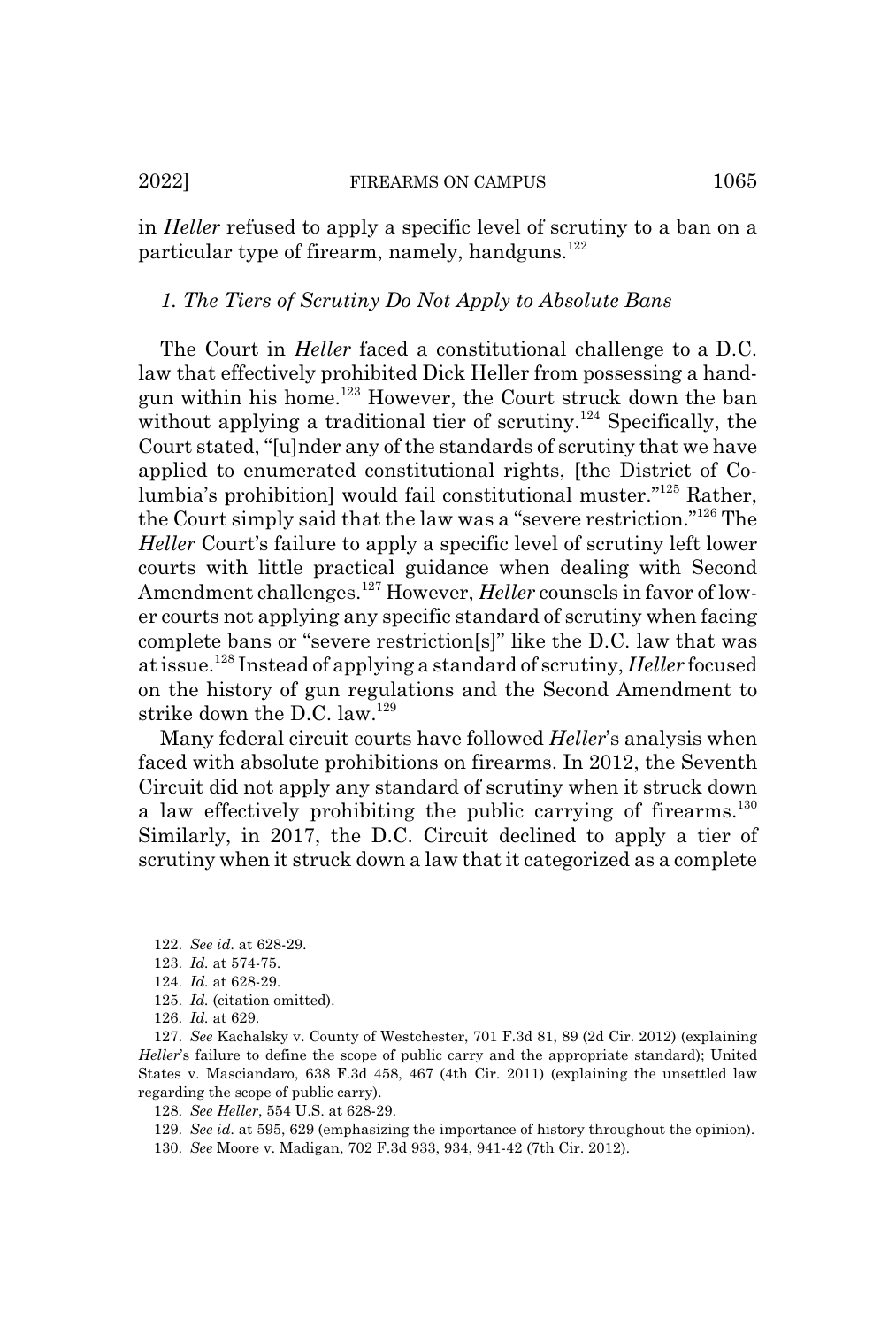in *Heller* refused to apply a specific level of scrutiny to a ban on a particular type of firearm, namely, handguns.[122]

### *1. The Tiers of Scrutiny Do Not Apply to Absolute Bans*

The Court in *Heller* faced a constitutional challenge to a D.C. law that effectively prohibited Dick Heller from possessing a handgun within his home.[123] However, the Court struck down the ban without applying a traditional tier of scrutiny.[124] Specifically, the Court stated, "[u]nder any of the standards of scrutiny that we have applied to enumerated constitutional rights, [the District of Columbia's prohibition] would fail constitutional muster."[125] Rather, the Court simply said that the law was a "severe restriction."[126] The *Heller* Court's failure to apply a specific level of scrutiny left lower courts with little practical guidance when dealing with Second Amendment challenges.[127] However, *Heller* counsels in favor of lower courts not applying any specific standard of scrutiny when facing complete bans or "severe restriction[s]" like the D.C. law that was at issue.[128] Instead of applying a standard of scrutiny, *Heller* focused on the history of gun regulations and the Second Amendment to strike down the D.C. law.[129]

Many federal circuit courts have followed *Heller*'s analysis when faced with absolute prohibitions on firearms. In 2012, the Seventh Circuit did not apply any standard of scrutiny when it struck down a law effectively prohibiting the public carrying of firearms.[130] Similarly, in 2017, the D.C. Circuit declined to apply a tier of scrutiny when it struck down a law that it categorized as a complete

---

122. *See id.* at 628-29.

123. *Id.* at 574-75.

124. *Id.* at 628-29.

125. *Id.* (citation omitted).

126. *Id.* at 629.

127. *See* Kachalsky v. County of Westchester, 701 F.3d 81, 89 (2d Cir. 2012) (explaining *Heller*'s failure to define the scope of public carry and the appropriate standard); United States v. Masciandaro, 638 F.3d 458, 467 (4th Cir. 2011) (explaining the unsettled law regarding the scope of public carry).

128. *See Heller*, 554 U.S. at 628-29.

129. *See id.* at 595, 629 (emphasizing the importance of history throughout the opinion).

130. *See* Moore v. Madigan, 702 F.3d 933, 934, 941-42 (7th Cir. 2012).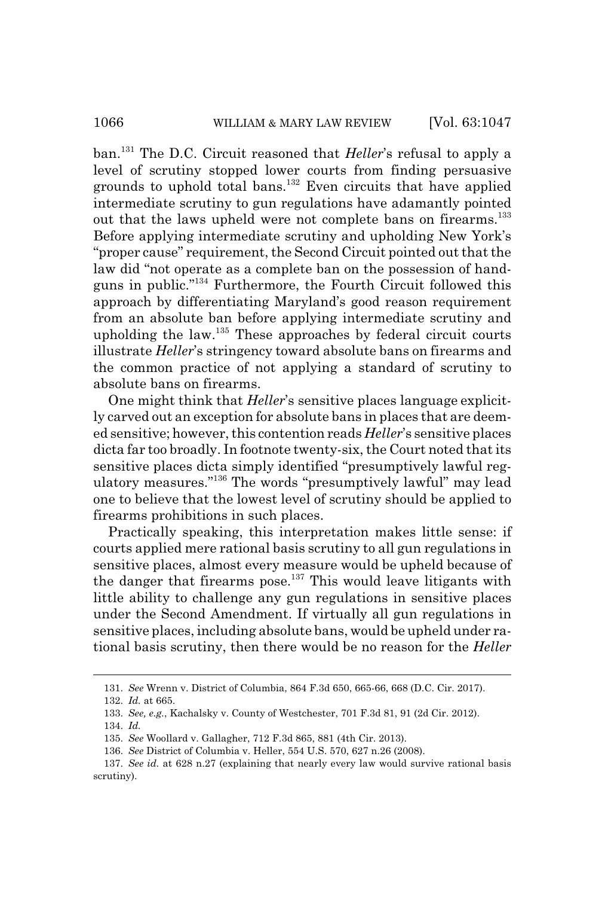ban.[131] The D.C. Circuit reasoned that *Heller*'s refusal to apply a level of scrutiny stopped lower courts from finding persuasive grounds to uphold total bans.[132] Even circuits that have applied intermediate scrutiny to gun regulations have adamantly pointed out that the laws upheld were not complete bans on firearms.[133] Before applying intermediate scrutiny and upholding New York's "proper cause" requirement, the Second Circuit pointed out that the law did "not operate as a complete ban on the possession of handguns in public."[134] Furthermore, the Fourth Circuit followed this approach by differentiating Maryland's good reason requirement from an absolute ban before applying intermediate scrutiny and upholding the law.[135] These approaches by federal circuit courts illustrate *Heller*'s stringency toward absolute bans on firearms and the common practice of not applying a standard of scrutiny to absolute bans on firearms.

One might think that *Heller*'s sensitive places language explicitly carved out an exception for absolute bans in places that are deemed sensitive; however, this contention reads *Heller*'s sensitive places dicta far too broadly. In footnote twenty-six, the Court noted that its sensitive places dicta simply identified "presumptively lawful regulatory measures."[136] The words "presumptively lawful" may lead one to believe that the lowest level of scrutiny should be applied to firearms prohibitions in such places.

Practically speaking, this interpretation makes little sense: if courts applied mere rational basis scrutiny to all gun regulations in sensitive places, almost every measure would be upheld because of the danger that firearms pose.[137] This would leave litigants with little ability to challenge any gun regulations in sensitive places under the Second Amendment. If virtually all gun regulations in sensitive places, including absolute bans, would be upheld under rational basis scrutiny, then there would be no reason for the *Heller*

---

131. *See* Wrenn v. District of Columbia, 864 F.3d 650, 665-66, 668 (D.C. Cir. 2017).

132. *Id.* at 665.

133. *See, e.g.*, Kachalsky v. County of Westchester, 701 F.3d 81, 91 (2d Cir. 2012).

134. *Id.*

135. *See* Woollard v. Gallagher, 712 F.3d 865, 881 (4th Cir. 2013).

136. *See* District of Columbia v. Heller, 554 U.S. 570, 627 n.26 (2008).

137. *See id.* at 628 n.27 (explaining that nearly every law would survive rational basis scrutiny).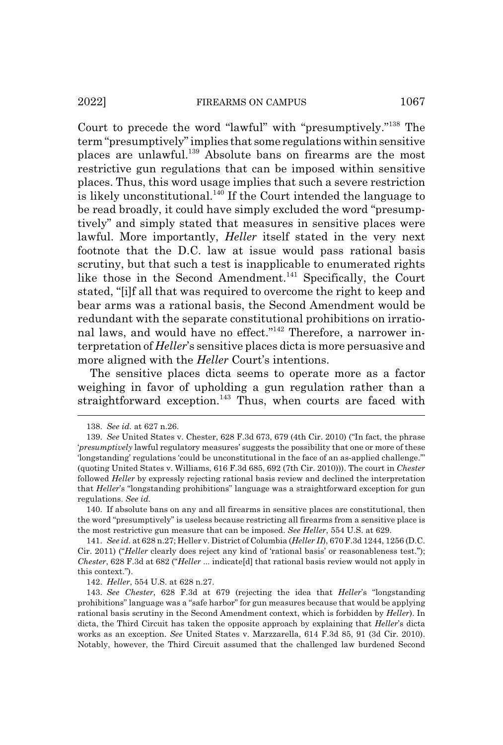Court to precede the word "lawful" with "presumptively."[138] The term "presumptively" implies that some regulations within sensitive places are unlawful.[139] Absolute bans on firearms are the most restrictive gun regulations that can be imposed within sensitive places. Thus, this word usage implies that such a severe restriction is likely unconstitutional.[140] If the Court intended the language to be read broadly, it could have simply excluded the word "presumptively" and simply stated that measures in sensitive places were lawful. More importantly, *Heller* itself stated in the very next footnote that the D.C. law at issue would pass rational basis scrutiny, but that such a test is inapplicable to enumerated rights like those in the Second Amendment.[141] Specifically, the Court stated, "[i]f all that was required to overcome the right to keep and bear arms was a rational basis, the Second Amendment would be redundant with the separate constitutional prohibitions on irrational laws, and would have no effect."[142] Therefore, a narrower interpretation of *Heller*'s sensitive places dicta is more persuasive and more aligned with the *Heller* Court's intentions.

The sensitive places dicta seems to operate more as a factor weighing in favor of upholding a gun regulation rather than a straightforward exception.[143] Thus, when courts are faced with

---

138. *See id.* at 627 n.26.

139. *See* United States v. Chester, 628 F.3d 673, 679 (4th Cir. 2010) ("In fact, the phrase '*presumptively* lawful regulatory measures' suggests the possibility that one or more of these 'longstanding' regulations 'could be unconstitutional in the face of an as-applied challenge.'" (quoting United States v. Williams, 616 F.3d 685, 692 (7th Cir. 2010))). The court in *Chester* followed *Heller* by expressly rejecting rational basis review and declined the interpretation that *Heller*'s "longstanding prohibitions" language was a straightforward exception for gun regulations. *See id.*

140. If absolute bans on any and all firearms in sensitive places are constitutional, then the word "presumptively" is useless because restricting all firearms from a sensitive place is the most restrictive gun measure that can be imposed. *See Heller*, 554 U.S. at 629.

141. *See id.* at 628 n.27; Heller v. District of Columbia (*Heller II*), 670 F.3d 1244, 1256 (D.C. Cir. 2011) ("*Heller* clearly does reject any kind of 'rational basis' or reasonableness test."); *Chester*, 628 F.3d at 682 ("*Heller* ... indicate[d] that rational basis review would not apply in this context.").

142. *Heller*, 554 U.S. at 628 n.27.

143. *See Chester*, 628 F.3d at 679 (rejecting the idea that *Heller*'s "longstanding prohibitions" language was a "safe harbor" for gun measures because that would be applying rational basis scrutiny in the Second Amendment context, which is forbidden by *Heller*). In dicta, the Third Circuit has taken the opposite approach by explaining that *Heller*'s dicta works as an exception. *See* United States v. Marzzarella, 614 F.3d 85, 91 (3d Cir. 2010). Notably, however, the Third Circuit assumed that the challenged law burdened Second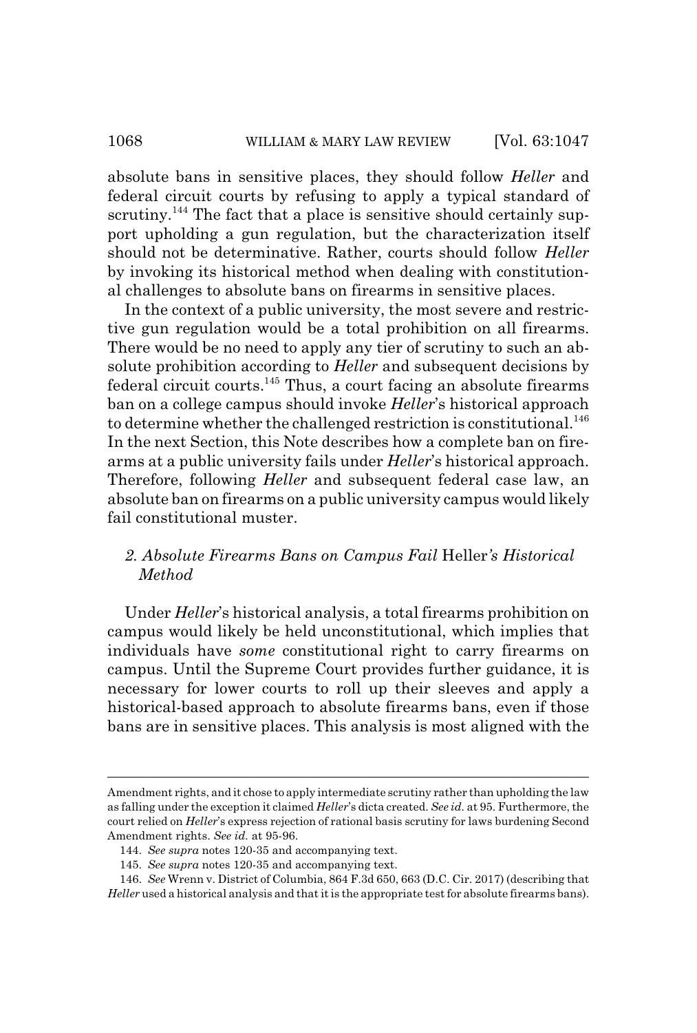absolute bans in sensitive places, they should follow *Heller* and federal circuit courts by refusing to apply a typical standard of scrutiny.[144] The fact that a place is sensitive should certainly support upholding a gun regulation, but the characterization itself should not be determinative. Rather, courts should follow *Heller* by invoking its historical method when dealing with constitutional challenges to absolute bans on firearms in sensitive places.

In the context of a public university, the most severe and restrictive gun regulation would be a total prohibition on all firearms. There would be no need to apply any tier of scrutiny to such an absolute prohibition according to *Heller* and subsequent decisions by federal circuit courts.[145] Thus, a court facing an absolute firearms ban on a college campus should invoke *Heller*'s historical approach to determine whether the challenged restriction is constitutional.[146] In the next Section, this Note describes how a complete ban on firearms at a public university fails under *Heller*'s historical approach. Therefore, following *Heller* and subsequent federal case law, an absolute ban on firearms on a public university campus would likely fail constitutional muster.

### 2. *Absolute Firearms Bans on Campus Fail* Heller*'s Historical Method*

Under *Heller*'s historical analysis, a total firearms prohibition on campus would likely be held unconstitutional, which implies that individuals have *some* constitutional right to carry firearms on campus. Until the Supreme Court provides further guidance, it is necessary for lower courts to roll up their sleeves and apply a historical-based approach to absolute firearms bans, even if those bans are in sensitive places. This analysis is most aligned with the

---

Amendment rights, and it chose to apply intermediate scrutiny rather than upholding the law as falling under the exception it claimed *Heller*'s dicta created. *See id.* at 95. Furthermore, the court relied on *Heller*'s express rejection of rational basis scrutiny for laws burdening Second Amendment rights. *See id.* at 95-96.

144. *See supra* notes 120-35 and accompanying text.

145. *See supra* notes 120-35 and accompanying text.

146. *See* Wrenn v. District of Columbia, 864 F.3d 650, 663 (D.C. Cir. 2017) (describing that *Heller* used a historical analysis and that it is the appropriate test for absolute firearms bans).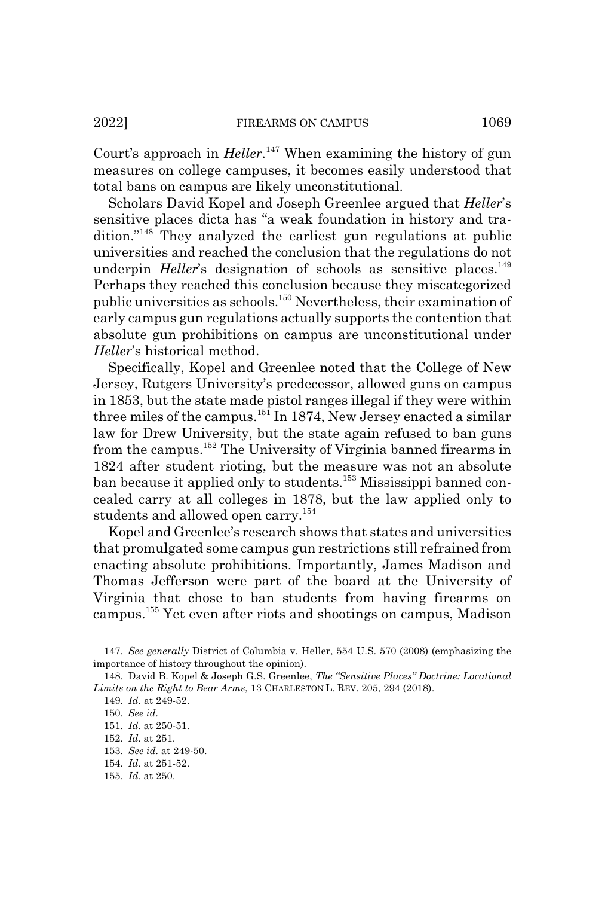Court's approach in *Heller*.[147] When examining the history of gun measures on college campuses, it becomes easily understood that total bans on campus are likely unconstitutional.

Scholars David Kopel and Joseph Greenlee argued that *Heller*'s sensitive places dicta has "a weak foundation in history and tradition."[148] They analyzed the earliest gun regulations at public universities and reached the conclusion that the regulations do not underpin *Heller*'s designation of schools as sensitive places.[149] Perhaps they reached this conclusion because they miscategorized public universities as schools.[150] Nevertheless, their examination of early campus gun regulations actually supports the contention that absolute gun prohibitions on campus are unconstitutional under *Heller*'s historical method.

Specifically, Kopel and Greenlee noted that the College of New Jersey, Rutgers University's predecessor, allowed guns on campus in 1853, but the state made pistol ranges illegal if they were within three miles of the campus.[151] In 1874, New Jersey enacted a similar law for Drew University, but the state again refused to ban guns from the campus.[152] The University of Virginia banned firearms in 1824 after student rioting, but the measure was not an absolute ban because it applied only to students.[153] Mississippi banned concealed carry at all colleges in 1878, but the law applied only to students and allowed open carry.[154]

Kopel and Greenlee's research shows that states and universities that promulgated some campus gun restrictions still refrained from enacting absolute prohibitions. Importantly, James Madison and Thomas Jefferson were part of the board at the University of Virginia that chose to ban students from having firearms on campus.[155] Yet even after riots and shootings on campus, Madison

---

147. *See generally* District of Columbia v. Heller, 554 U.S. 570 (2008) (emphasizing the importance of history throughout the opinion).

148. David B. Kopel & Joseph G.S. Greenlee, *The "Sensitive Places" Doctrine: Locational Limits on the Right to Bear Arms*, 13 CHARLESTON L. REV. 205, 294 (2018).

149. *Id.* at 249-52.

150. *See id.*

151. *Id.* at 250-51.

152. *Id.* at 251.

153. *See id.* at 249-50.

154. *Id.* at 251-52.

155. *Id.* at 250.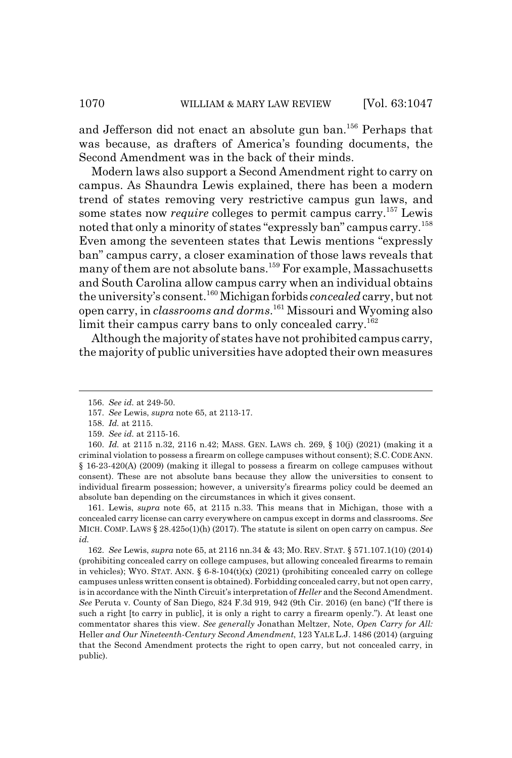and Jefferson did not enact an absolute gun ban.[156] Perhaps that was because, as drafters of America's founding documents, the Second Amendment was in the back of their minds.

Modern laws also support a Second Amendment right to carry on campus. As Shaundra Lewis explained, there has been a modern trend of states removing very restrictive campus gun laws, and some states now *require* colleges to permit campus carry.[157] Lewis noted that only a minority of states "expressly ban" campus carry.[158] Even among the seventeen states that Lewis mentions "expressly ban" campus carry, a closer examination of those laws reveals that many of them are not absolute bans.[159] For example, Massachusetts and South Carolina allow campus carry when an individual obtains the university's consent.[160] Michigan forbids *concealed* carry, but not open carry, in *classrooms and dorms*.[161] Missouri and Wyoming also limit their campus carry bans to only concealed carry.[162]

Although the majority of states have not prohibited campus carry, the majority of public universities have adopted their own measures

---

156. *See id.* at 249-50.

157. *See* Lewis, *supra* note 65, at 2113-17.

158. *Id.* at 2115.

159. *See id.* at 2115-16.

160. *Id.* at 2115 n.32, 2116 n.42; MASS. GEN. LAWS ch. 269, § 10(j) (2021) (making it a criminal violation to possess a firearm on college campuses without consent); S.C. CODE ANN. § 16-23-420(A) (2009) (making it illegal to possess a firearm on college campuses without consent). These are not absolute bans because they allow the universities to consent to individual firearm possession; however, a university's firearms policy could be deemed an absolute ban depending on the circumstances in which it gives consent.

161. Lewis, *supra* note 65, at 2115 n.33. This means that in Michigan, those with a concealed carry license can carry everywhere on campus except in dorms and classrooms. *See* MICH. COMP. LAWS § 28.425o(1)(h) (2017). The statute is silent on open carry on campus. *See id.*

162. *See* Lewis, *supra* note 65, at 2116 nn.34 & 43; MO. REV. STAT. § 571.107.1(10) (2014) (prohibiting concealed carry on college campuses, but allowing concealed firearms to remain in vehicles); WYO. STAT. ANN. § 6-8-104(t)(x) (2021) (prohibiting concealed carry on college campuses unless written consent is obtained). Forbidding concealed carry, but not open carry, is in accordance with the Ninth Circuit's interpretation of *Heller* and the Second Amendment. *See* Peruta v. County of San Diego, 824 F.3d 919, 942 (9th Cir. 2016) (en banc) ("If there is such a right [to carry in public], it is only a right to carry a firearm openly."). At least one commentator shares this view. *See generally* Jonathan Meltzer, Note, *Open Carry for All:* Heller *and Our Nineteenth-Century Second Amendment*, 123 YALE L.J. 1486 (2014) (arguing that the Second Amendment protects the right to open carry, but not concealed carry, in public).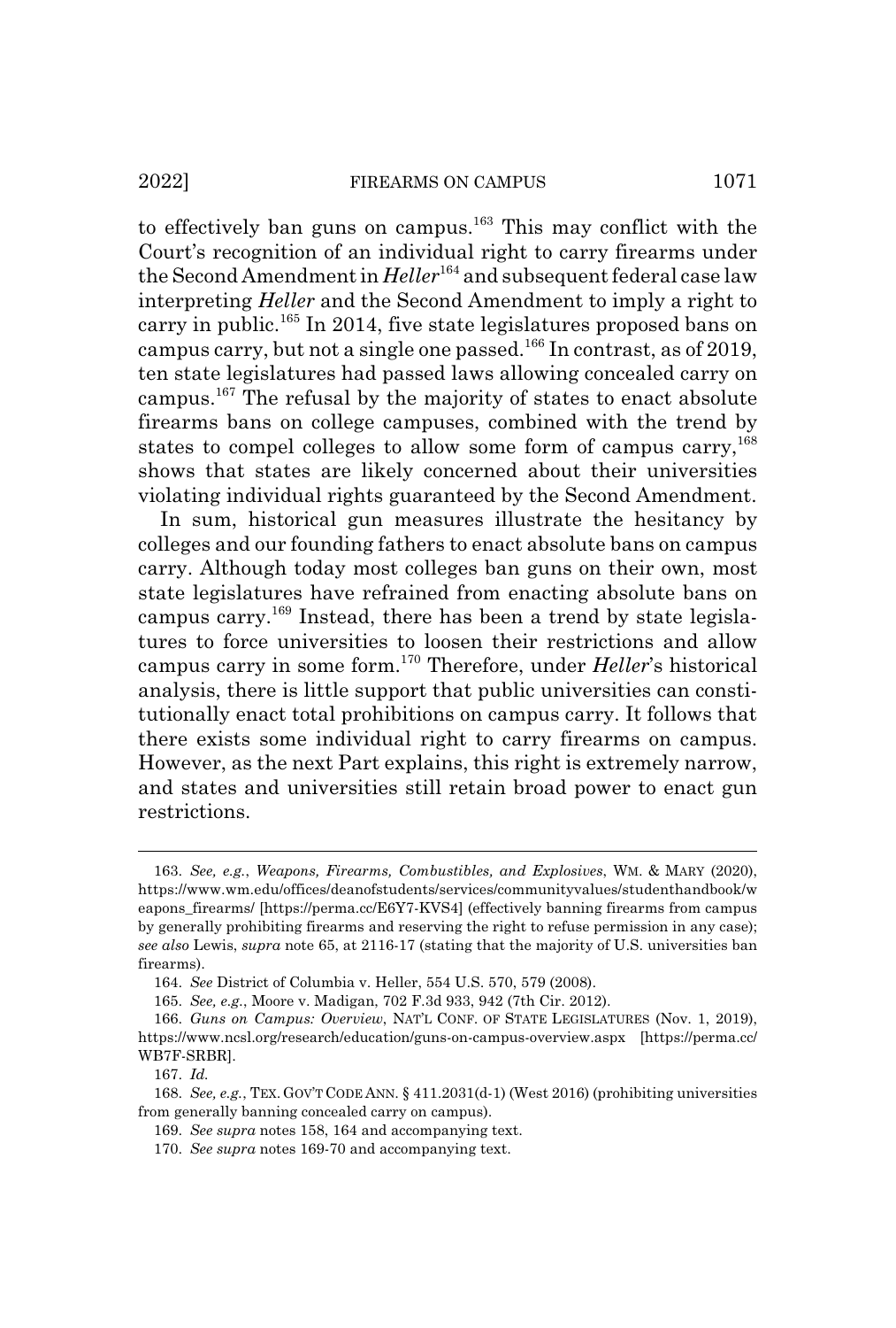to effectively ban guns on campus.[163] This may conflict with the Court's recognition of an individual right to carry firearms under the Second Amendment in *Heller*[164] and subsequent federal case law interpreting *Heller* and the Second Amendment to imply a right to carry in public.[165] In 2014, five state legislatures proposed bans on campus carry, but not a single one passed.[166] In contrast, as of 2019, ten state legislatures had passed laws allowing concealed carry on campus.[167] The refusal by the majority of states to enact absolute firearms bans on college campuses, combined with the trend by states to compel colleges to allow some form of campus carry,[168] shows that states are likely concerned about their universities violating individual rights guaranteed by the Second Amendment.

In sum, historical gun measures illustrate the hesitancy by colleges and our founding fathers to enact absolute bans on campus carry. Although today most colleges ban guns on their own, most state legislatures have refrained from enacting absolute bans on campus carry.[169] Instead, there has been a trend by state legislatures to force universities to loosen their restrictions and allow campus carry in some form.[170] Therefore, under *Heller*'s historical analysis, there is little support that public universities can constitutionally enact total prohibitions on campus carry. It follows that there exists some individual right to carry firearms on campus. However, as the next Part explains, this right is extremely narrow, and states and universities still retain broad power to enact gun restrictions.

---

163. *See, e.g.*, *Weapons, Firearms, Combustibles, and Explosives*, WM. & MARY (2020), https://www.wm.edu/offices/deanofstudents/services/communityvalues/studenthandbook/weapons_firearms/ [https://perma.cc/E6Y7-KVS4] (effectively banning firearms from campus by generally prohibiting firearms and reserving the right to refuse permission in any case); *see also* Lewis, *supra* note 65, at 2116-17 (stating that the majority of U.S. universities ban firearms).

164. *See* District of Columbia v. Heller, 554 U.S. 570, 579 (2008).

165. *See, e.g.*, Moore v. Madigan, 702 F.3d 933, 942 (7th Cir. 2012).

166. *Guns on Campus: Overview*, NAT'L CONF. OF STATE LEGISLATURES (Nov. 1, 2019), https://www.ncsl.org/research/education/guns-on-campus-overview.aspx [https://perma.cc/WB7F-SRBR].

167. *Id.*

168. *See, e.g.*, TEX. GOV'T CODE ANN. § 411.2031(d-1) (West 2016) (prohibiting universities from generally banning concealed carry on campus).

169. *See supra* notes 158, 164 and accompanying text.

170. *See supra* notes 169-70 and accompanying text.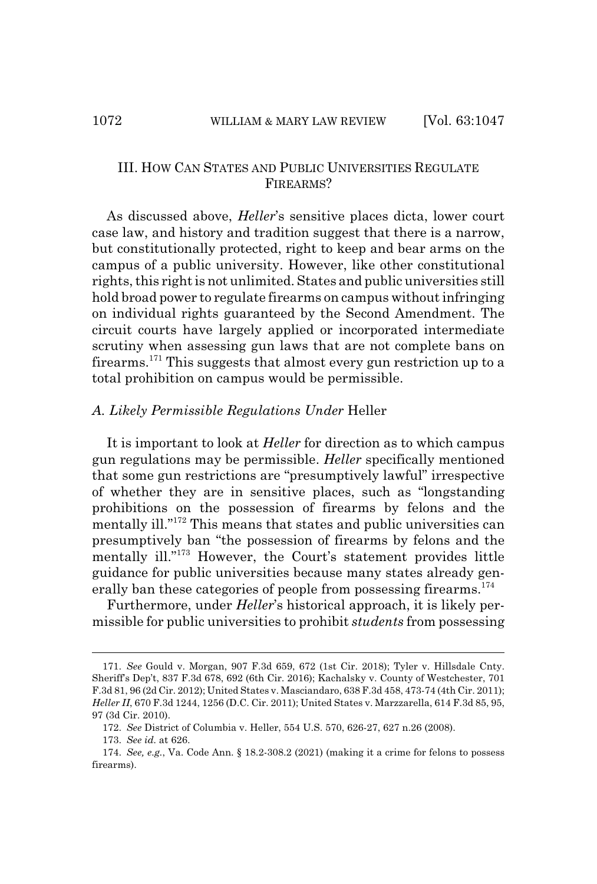## III. How Can States and Public Universities Regulate Firearms?

As discussed above, *Heller*'s sensitive places dicta, lower court case law, and history and tradition suggest that there is a narrow, but constitutionally protected, right to keep and bear arms on the campus of a public university. However, like other constitutional rights, this right is not unlimited. States and public universities still hold broad power to regulate firearms on campus without infringing on individual rights guaranteed by the Second Amendment. The circuit courts have largely applied or incorporated intermediate scrutiny when assessing gun laws that are not complete bans on firearms.[171] This suggests that almost every gun restriction up to a total prohibition on campus would be permissible.

### *A. Likely Permissible Regulations Under* Heller

It is important to look at *Heller* for direction as to which campus gun regulations may be permissible. *Heller* specifically mentioned that some gun restrictions are "presumptively lawful" irrespective of whether they are in sensitive places, such as "longstanding prohibitions on the possession of firearms by felons and the mentally ill."[172] This means that states and public universities can presumptively ban "the possession of firearms by felons and the mentally ill."[173] However, the Court's statement provides little guidance for public universities because many states already generally ban these categories of people from possessing firearms.[174]

Furthermore, under *Heller*'s historical approach, it is likely permissible for public universities to prohibit *students* from possessing

---

171. *See* Gould v. Morgan, 907 F.3d 659, 672 (1st Cir. 2018); Tyler v. Hillsdale Cnty. Sheriff's Dep't, 837 F.3d 678, 692 (6th Cir. 2016); Kachalsky v. County of Westchester, 701 F.3d 81, 96 (2d Cir. 2012); United States v. Masciandaro, 638 F.3d 458, 473-74 (4th Cir. 2011); *Heller II*, 670 F.3d 1244, 1256 (D.C. Cir. 2011); United States v. Marzzarella, 614 F.3d 85, 95, 97 (3d Cir. 2010).

172. *See* District of Columbia v. Heller, 554 U.S. 570, 626-27, 627 n.26 (2008).

173. *See id.* at 626.

174. *See, e.g.*, Va. Code Ann. § 18.2-308.2 (2021) (making it a crime for felons to possess firearms).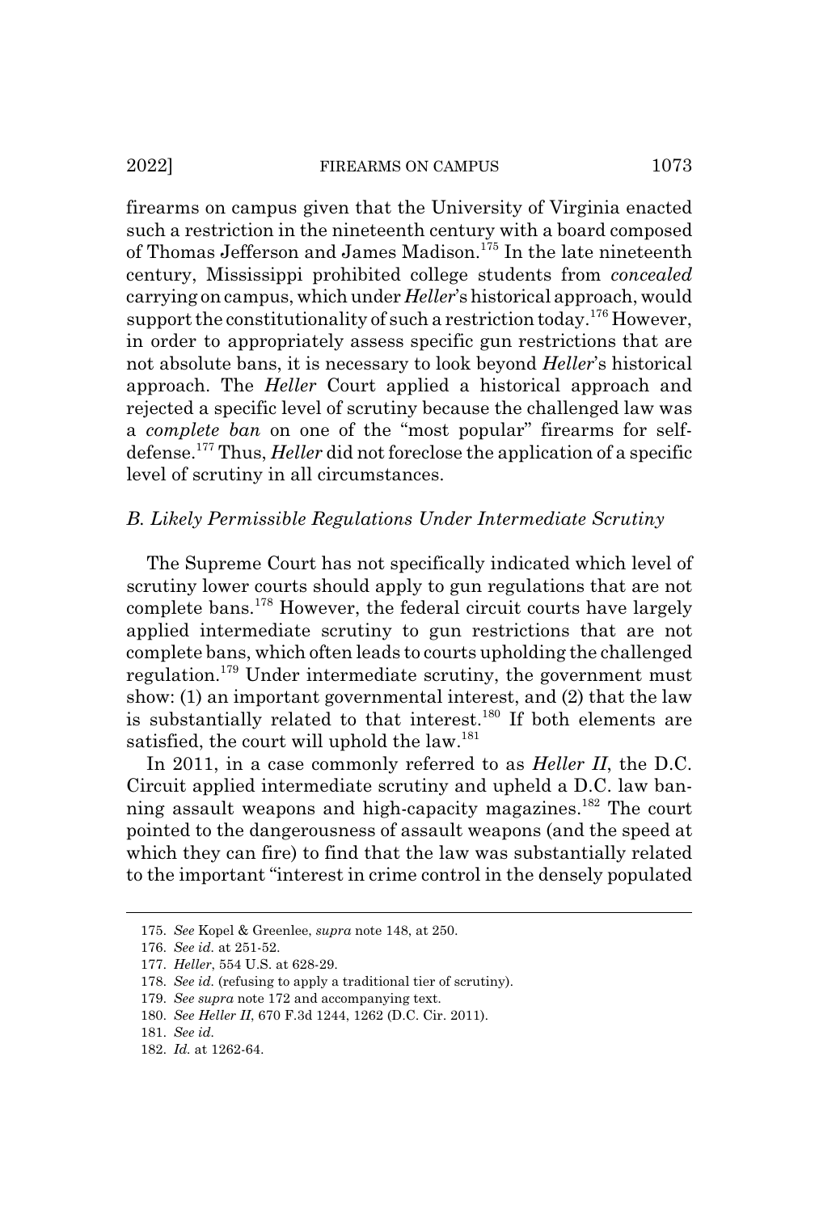firearms on campus given that the University of Virginia enacted such a restriction in the nineteenth century with a board composed of Thomas Jefferson and James Madison.[175] In the late nineteenth century, Mississippi prohibited college students from *concealed* carrying on campus, which under *Heller*'s historical approach, would support the constitutionality of such a restriction today.[176] However, in order to appropriately assess specific gun restrictions that are not absolute bans, it is necessary to look beyond *Heller*'s historical approach. The *Heller* Court applied a historical approach and rejected a specific level of scrutiny because the challenged law was a *complete ban* on one of the "most popular" firearms for self-defense.[177] Thus, *Heller* did not foreclose the application of a specific level of scrutiny in all circumstances.

### *B. Likely Permissible Regulations Under Intermediate Scrutiny*

The Supreme Court has not specifically indicated which level of scrutiny lower courts should apply to gun regulations that are not complete bans.[178] However, the federal circuit courts have largely applied intermediate scrutiny to gun restrictions that are not complete bans, which often leads to courts upholding the challenged regulation.[179] Under intermediate scrutiny, the government must show: (1) an important governmental interest, and (2) that the law is substantially related to that interest.[180] If both elements are satisfied, the court will uphold the law.[181]

In 2011, in a case commonly referred to as *Heller II*, the D.C. Circuit applied intermediate scrutiny and upheld a D.C. law banning assault weapons and high-capacity magazines.[182] The court pointed to the dangerousness of assault weapons (and the speed at which they can fire) to find that the law was substantially related to the important "interest in crime control in the densely populated

175. *See* Kopel & Greenlee, *supra* note 148, at 250.

176. *See id.* at 251-52.

177. *Heller*, 554 U.S. at 628-29.

178. *See id.* (refusing to apply a traditional tier of scrutiny).

179. *See supra* note 172 and accompanying text.

180. *See Heller II*, 670 F.3d 1244, 1262 (D.C. Cir. 2011).

181. *See id.*

182. *Id.* at 1262-64.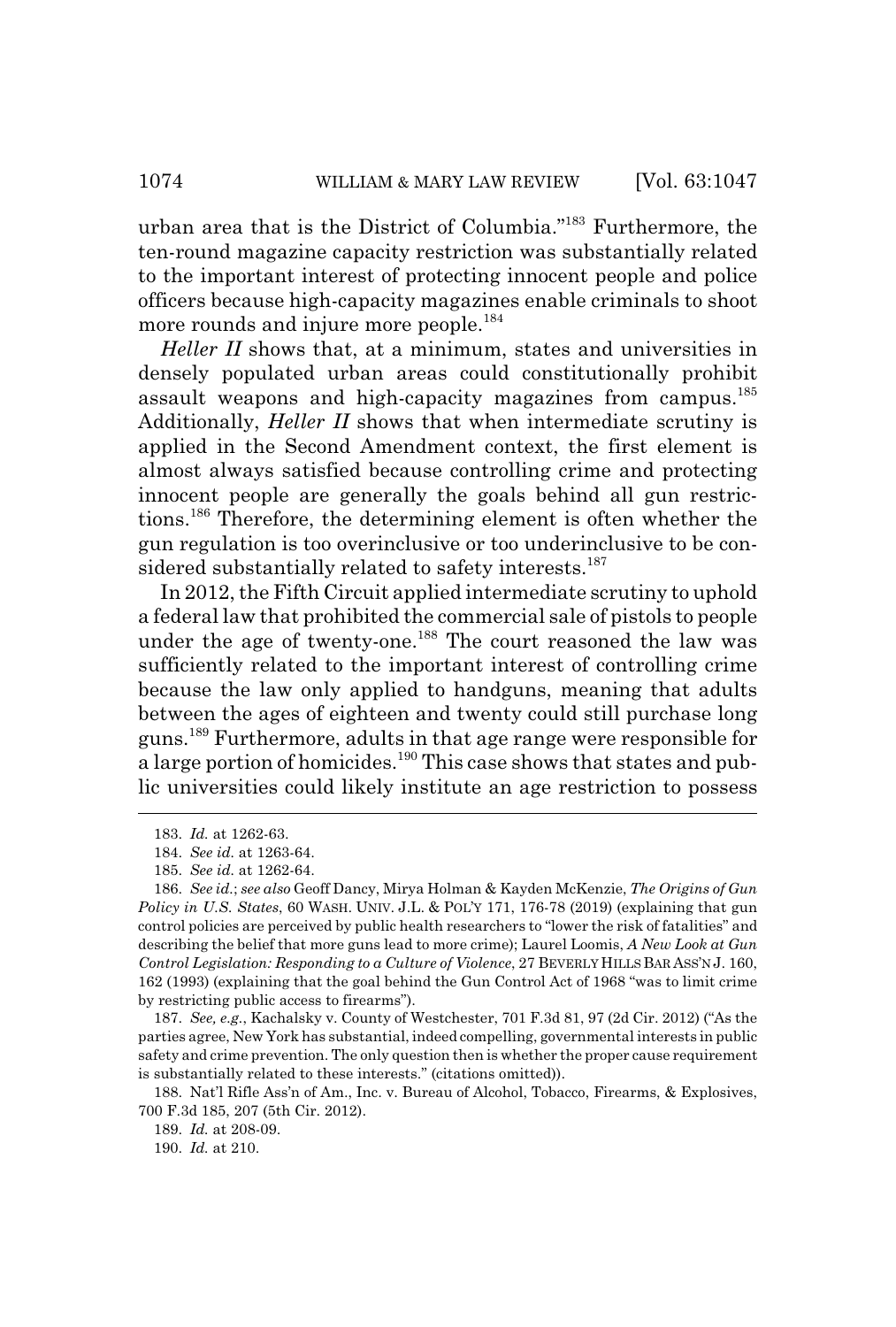urban area that is the District of Columbia."[183] Furthermore, the ten-round magazine capacity restriction was substantially related to the important interest of protecting innocent people and police officers because high-capacity magazines enable criminals to shoot more rounds and injure more people.[184]

*Heller II* shows that, at a minimum, states and universities in densely populated urban areas could constitutionally prohibit assault weapons and high-capacity magazines from campus.[185] Additionally, *Heller II* shows that when intermediate scrutiny is applied in the Second Amendment context, the first element is almost always satisfied because controlling crime and protecting innocent people are generally the goals behind all gun restrictions.[186] Therefore, the determining element is often whether the gun regulation is too overinclusive or too underinclusive to be considered substantially related to safety interests.[187]

In 2012, the Fifth Circuit applied intermediate scrutiny to uphold a federal law that prohibited the commercial sale of pistols to people under the age of twenty-one.[188] The court reasoned the law was sufficiently related to the important interest of controlling crime because the law only applied to handguns, meaning that adults between the ages of eighteen and twenty could still purchase long guns.[189] Furthermore, adults in that age range were responsible for a large portion of homicides.[190] This case shows that states and public universities could likely institute an age restriction to possess

---

183. *Id.* at 1262-63.

184. *See id.* at 1263-64.

185. *See id.* at 1262-64.

186. *See id.*; *see also* Geoff Dancy, Mirya Holman & Kayden McKenzie, *The Origins of Gun Policy in U.S. States*, 60 WASH. UNIV. J.L. & POL'Y 171, 176-78 (2019) (explaining that gun control policies are perceived by public health researchers to "lower the risk of fatalities" and describing the belief that more guns lead to more crime); Laurel Loomis, *A New Look at Gun Control Legislation: Responding to a Culture of Violence*, 27 BEVERLY HILLS BAR ASS'N J. 160, 162 (1993) (explaining that the goal behind the Gun Control Act of 1968 "was to limit crime by restricting public access to firearms").

187. *See, e.g.*, Kachalsky v. County of Westchester, 701 F.3d 81, 97 (2d Cir. 2012) ("As the parties agree, New York has substantial, indeed compelling, governmental interests in public safety and crime prevention. The only question then is whether the proper cause requirement is substantially related to these interests." (citations omitted)).

188. Nat'l Rifle Ass'n of Am., Inc. v. Bureau of Alcohol, Tobacco, Firearms, & Explosives, 700 F.3d 185, 207 (5th Cir. 2012).

189. *Id.* at 208-09.

190. *Id.* at 210.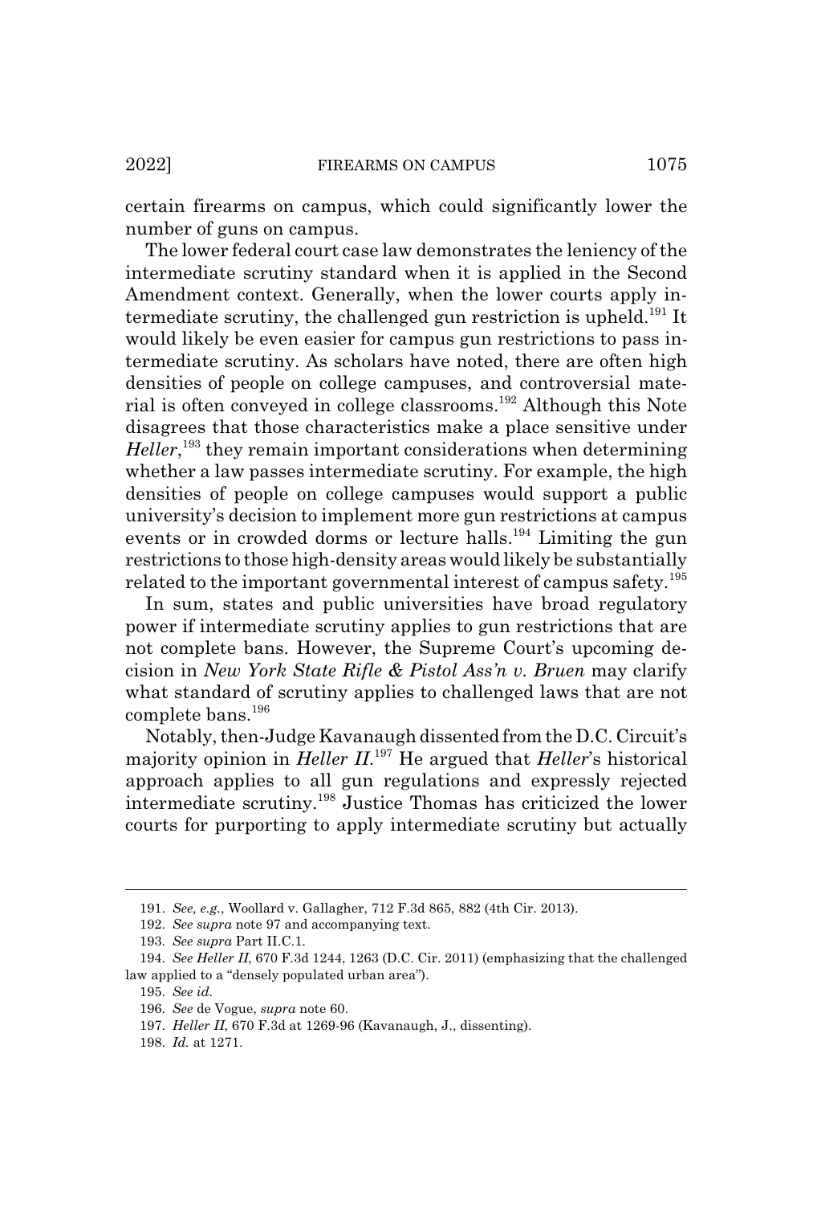certain firearms on campus, which could significantly lower the number of guns on campus.

The lower federal court case law demonstrates the leniency of the intermediate scrutiny standard when it is applied in the Second Amendment context. Generally, when the lower courts apply intermediate scrutiny, the challenged gun restriction is upheld.[191] It would likely be even easier for campus gun restrictions to pass intermediate scrutiny. As scholars have noted, there are often high densities of people on college campuses, and controversial material is often conveyed in college classrooms.[192] Although this Note disagrees that those characteristics make a place sensitive under *Heller*,[193] they remain important considerations when determining whether a law passes intermediate scrutiny. For example, the high densities of people on college campuses would support a public university's decision to implement more gun restrictions at campus events or in crowded dorms or lecture halls.[194] Limiting the gun restrictions to those high-density areas would likely be substantially related to the important governmental interest of campus safety.[195]

In sum, states and public universities have broad regulatory power if intermediate scrutiny applies to gun restrictions that are not complete bans. However, the Supreme Court's upcoming decision in *New York State Rifle & Pistol Ass'n v. Bruen* may clarify what standard of scrutiny applies to challenged laws that are not complete bans.[196]

Notably, then-Judge Kavanaugh dissented from the D.C. Circuit's majority opinion in *Heller II*.[197] He argued that *Heller*'s historical approach applies to all gun regulations and expressly rejected intermediate scrutiny.[198] Justice Thomas has criticized the lower courts for purporting to apply intermediate scrutiny but actually

---

191. *See, e.g.*, Woollard v. Gallagher, 712 F.3d 865, 882 (4th Cir. 2013).

192. *See supra* note 97 and accompanying text.

193. *See supra* Part II.C.1.

194. *See Heller II*, 670 F.3d 1244, 1263 (D.C. Cir. 2011) (emphasizing that the challenged law applied to a "densely populated urban area").

195. *See id.*

196. *See* de Vogue, *supra* note 60.

197. *Heller II*, 670 F.3d at 1269-96 (Kavanaugh, J., dissenting).

198. *Id.* at 1271.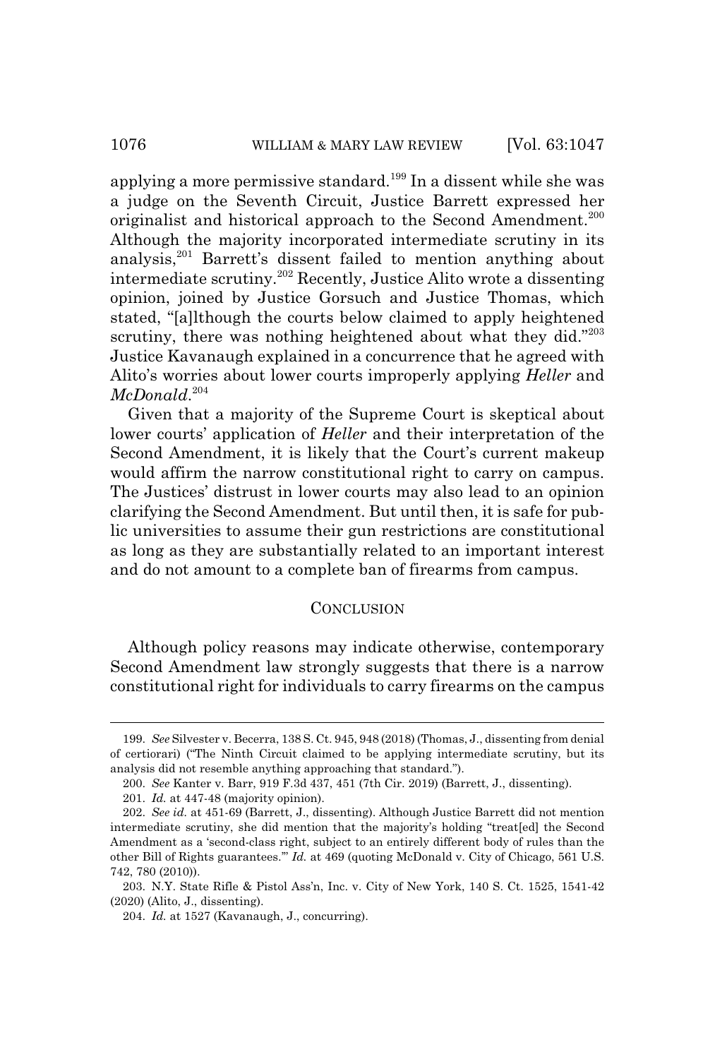applying a more permissive standard.[199] In a dissent while she was a judge on the Seventh Circuit, Justice Barrett expressed her originalist and historical approach to the Second Amendment.[200] Although the majority incorporated intermediate scrutiny in its analysis,[201] Barrett's dissent failed to mention anything about intermediate scrutiny.[202] Recently, Justice Alito wrote a dissenting opinion, joined by Justice Gorsuch and Justice Thomas, which stated, "[a]lthough the courts below claimed to apply heightened scrutiny, there was nothing heightened about what they did."[203] Justice Kavanaugh explained in a concurrence that he agreed with Alito's worries about lower courts improperly applying *Heller* and *McDonald*.[204]

Given that a majority of the Supreme Court is skeptical about lower courts' application of *Heller* and their interpretation of the Second Amendment, it is likely that the Court's current makeup would affirm the narrow constitutional right to carry on campus. The Justices' distrust in lower courts may also lead to an opinion clarifying the Second Amendment. But until then, it is safe for public universities to assume their gun restrictions are constitutional as long as they are substantially related to an important interest and do not amount to a complete ban of firearms from campus.

## CONCLUSION

Although policy reasons may indicate otherwise, contemporary Second Amendment law strongly suggests that there is a narrow constitutional right for individuals to carry firearms on the campus

---

199. *See* Silvester v. Becerra, 138 S. Ct. 945, 948 (2018) (Thomas, J., dissenting from denial of certiorari) ("The Ninth Circuit claimed to be applying intermediate scrutiny, but its analysis did not resemble anything approaching that standard.").

200. *See* Kanter v. Barr, 919 F.3d 437, 451 (7th Cir. 2019) (Barrett, J., dissenting).

201. *Id.* at 447-48 (majority opinion).

202. *See id.* at 451-69 (Barrett, J., dissenting). Although Justice Barrett did not mention intermediate scrutiny, she did mention that the majority's holding "treat[ed] the Second Amendment as a 'second-class right, subject to an entirely different body of rules than the other Bill of Rights guarantees.'" *Id.* at 469 (quoting McDonald v. City of Chicago, 561 U.S. 742, 780 (2010)).

203. N.Y. State Rifle & Pistol Ass'n, Inc. v. City of New York, 140 S. Ct. 1525, 1541-42 (2020) (Alito, J., dissenting).

204. *Id.* at 1527 (Kavanaugh, J., concurring).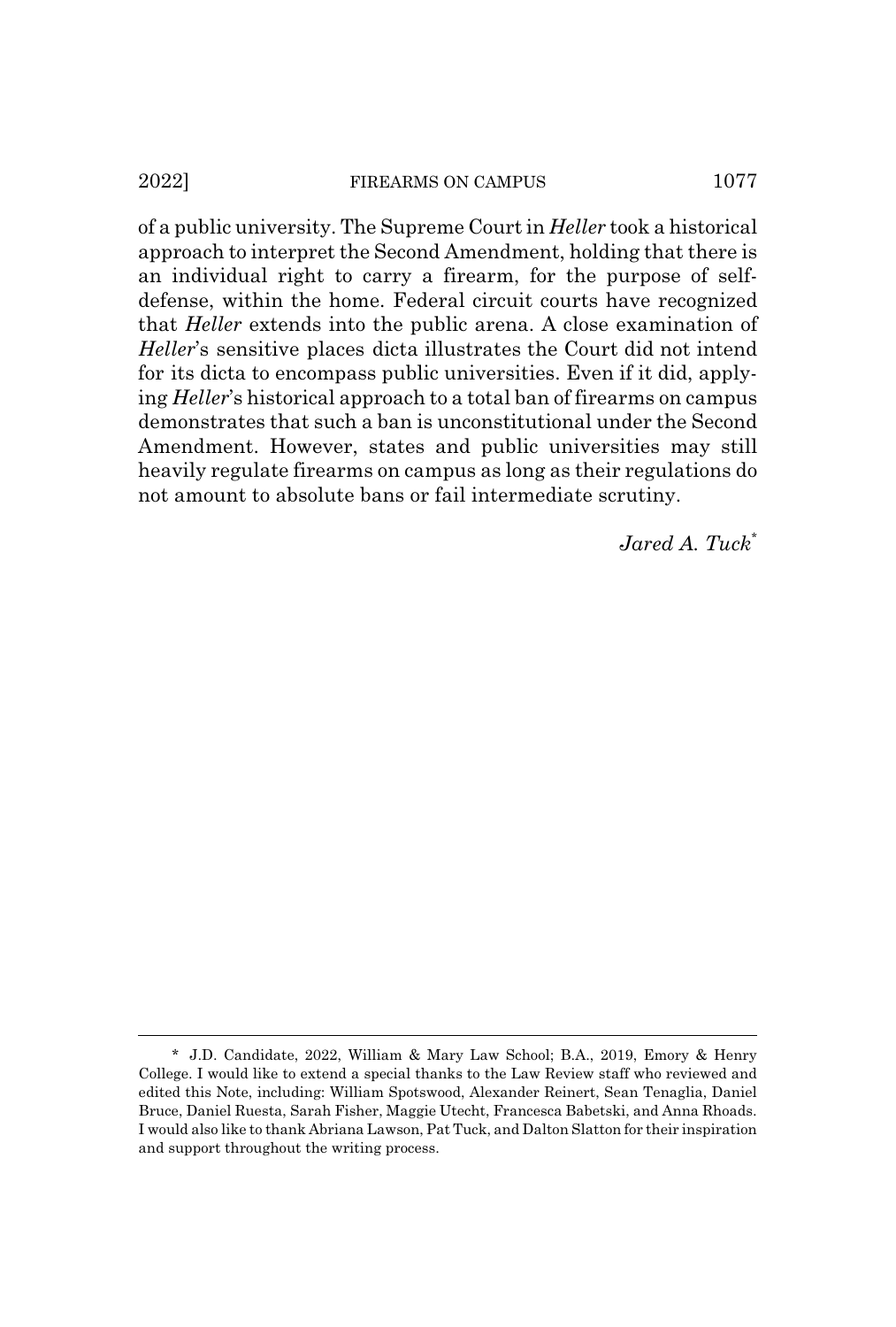of a public university. The Supreme Court in *Heller* took a historical approach to interpret the Second Amendment, holding that there is an individual right to carry a firearm, for the purpose of self-defense, within the home. Federal circuit courts have recognized that *Heller* extends into the public arena. A close examination of *Heller*'s sensitive places dicta illustrates the Court did not intend for its dicta to encompass public universities. Even if it did, applying *Heller*'s historical approach to a total ban of firearms on campus demonstrates that such a ban is unconstitutional under the Second Amendment. However, states and public universities may still heavily regulate firearms on campus as long as their regulations do not amount to absolute bans or fail intermediate scrutiny.

*Jared A. Tuck*[*]

---

[*] J.D. Candidate, 2022, William & Mary Law School; B.A., 2019, Emory & Henry College. I would like to extend a special thanks to the Law Review staff who reviewed and edited this Note, including: William Spotswood, Alexander Reinert, Sean Tenaglia, Daniel Bruce, Daniel Ruesta, Sarah Fisher, Maggie Utecht, Francesca Babetski, and Anna Rhoads. I would also like to thank Abriana Lawson, Pat Tuck, and Dalton Slatton for their inspiration and support throughout the writing process.